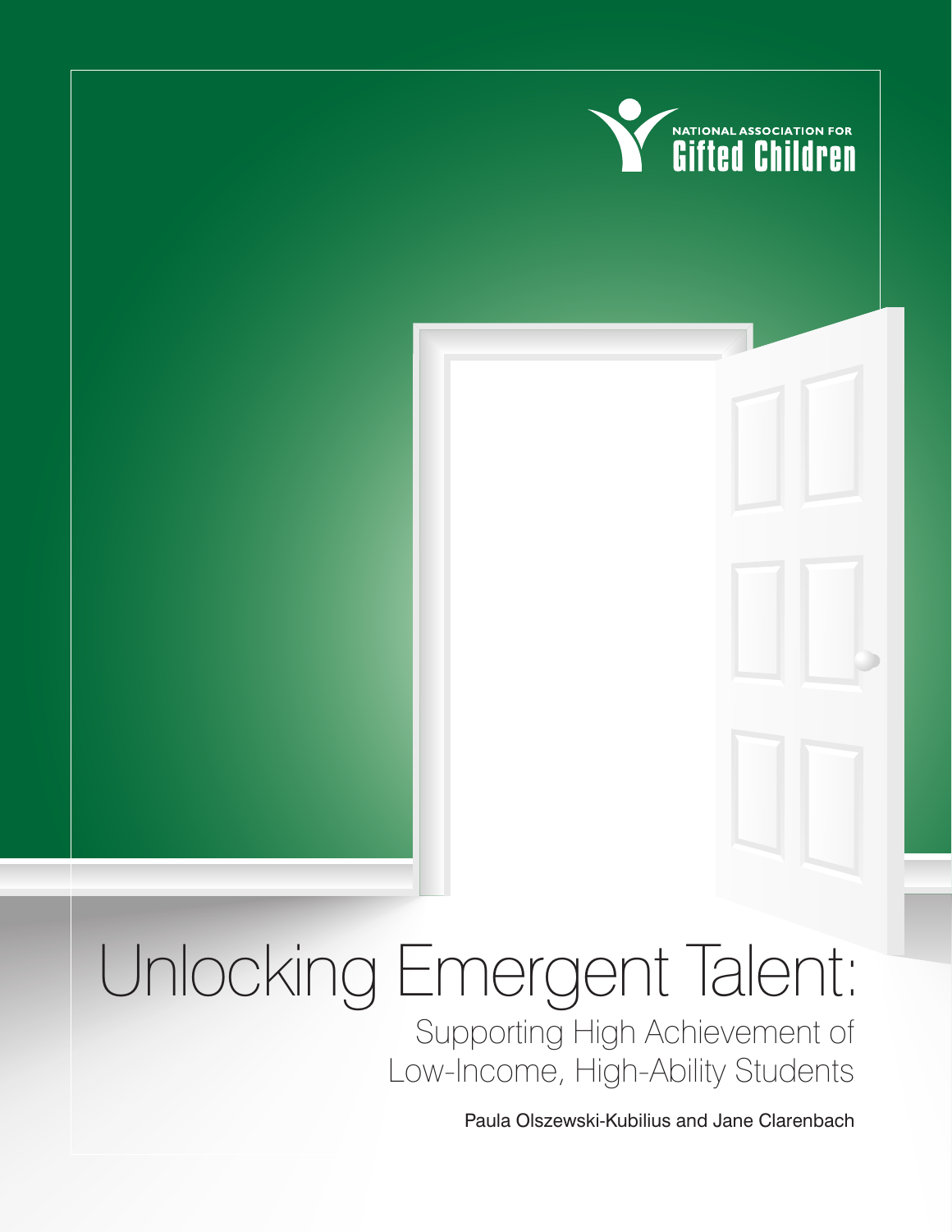NATIONAL ASSOCIATION FOR
Gifted Children

# Unlocking Emergent Talent:

## Supporting High Achievement of Low-Income, High-Ability Students

Paula Olszewski-Kubilius and Jane Clarenbach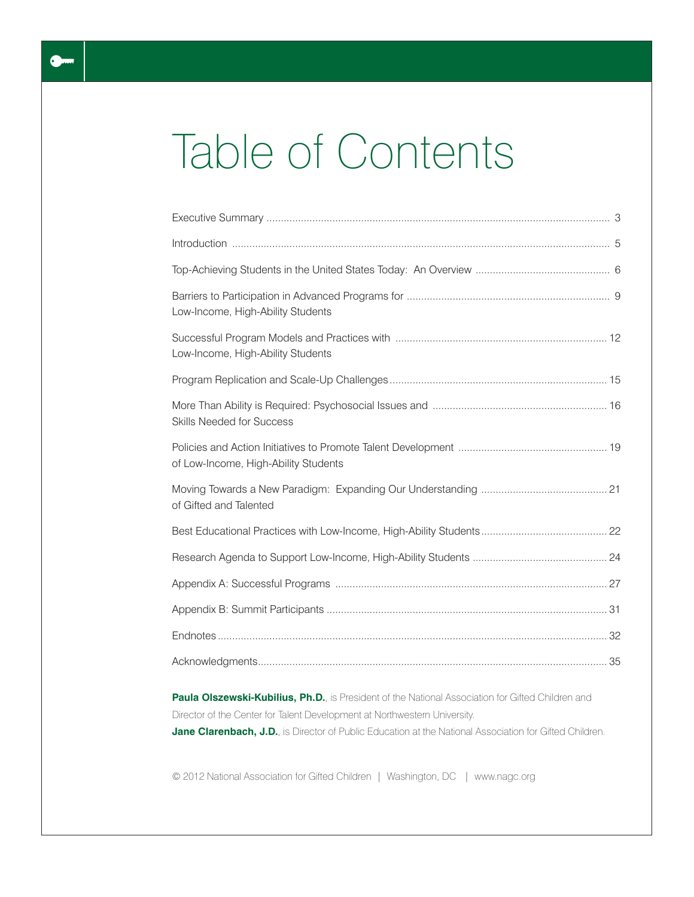# Table of Contents

| | |
|---|---|
| Executive Summary | 3 |
| Introduction | 5 |
| Top-Achieving Students in the United States Today: An Overview | 6 |
| Barriers to Participation in Advanced Programs for Low-Income, High-Ability Students | 9 |
| Successful Program Models and Practices with Low-Income, High-Ability Students | 12 |
| Program Replication and Scale-Up Challenges | 15 |
| More Than Ability is Required: Psychosocial Issues and Skills Needed for Success | 16 |
| Policies and Action Initiatives to Promote Talent Development of Low-Income, High-Ability Students | 19 |
| Moving Towards a New Paradigm: Expanding Our Understanding of Gifted and Talented | 21 |
| Best Educational Practices with Low-Income, High-Ability Students | 22 |
| Research Agenda to Support Low-Income, High-Ability Students | 24 |
| Appendix A: Successful Programs | 27 |
| Appendix B: Summit Participants | 31 |
| Endnotes | 32 |
| Acknowledgments | 35 |

**Paula Olszewski-Kubilius, Ph.D.**, is President of the National Association for Gifted Children and Director of the Center for Talent Development at Northwestern University.

**Jane Clarenbach, J.D.**, is Director of Public Education at the National Association for Gifted Children.

© 2012 National Association for Gifted Children | Washington, DC | www.nagc.org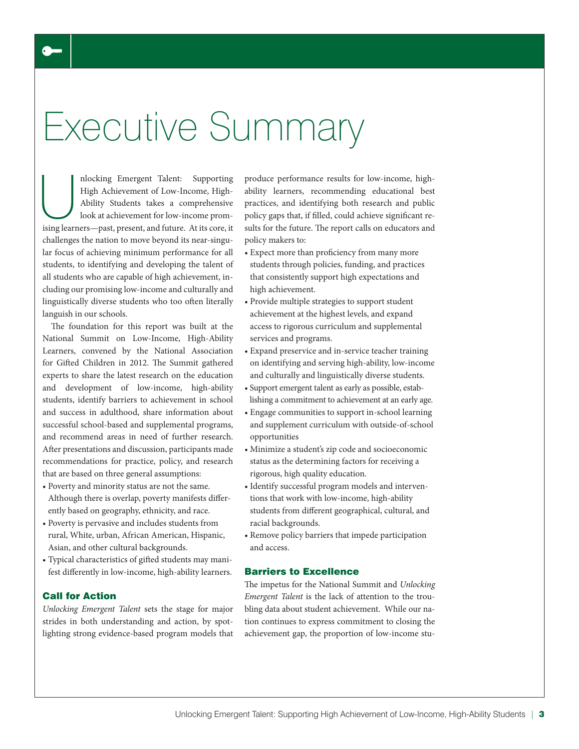# Executive Summary

Unlocking Emergent Talent: Supporting High Achievement of Low-Income, High-Ability Students takes a comprehensive look at achievement for low-income promising learners—past, present, and future. At its core, it challenges the nation to move beyond its near-singular focus of achieving minimum performance for all students, to identifying and developing the talent of all students who are capable of high achievement, including our promising low-income and culturally and linguistically diverse students who too often literally languish in our schools.

The foundation for this report was built at the National Summit on Low-Income, High-Ability Learners, convened by the National Association for Gifted Children in 2012. The Summit gathered experts to share the latest research on the education and development of low-income, high-ability students, identify barriers to achievement in school and success in adulthood, share information about successful school-based and supplemental programs, and recommend areas in need of further research. After presentations and discussion, participants made recommendations for practice, policy, and research that are based on three general assumptions:

- Poverty and minority status are not the same. Although there is overlap, poverty manifests differently based on geography, ethnicity, and race.
- Poverty is pervasive and includes students from rural, White, urban, African American, Hispanic, Asian, and other cultural backgrounds.
- Typical characteristics of gifted students may manifest differently in low-income, high-ability learners.

### Call for Action

*Unlocking Emergent Talent* sets the stage for major strides in both understanding and action, by spotlighting strong evidence-based program models that produce performance results for low-income, high-ability learners, recommending educational best practices, and identifying both research and public policy gaps that, if filled, could achieve significant results for the future. The report calls on educators and policy makers to:

- Expect more than proficiency from many more students through policies, funding, and practices that consistently support high expectations and high achievement.
- Provide multiple strategies to support student achievement at the highest levels, and expand access to rigorous curriculum and supplemental services and programs.
- Expand preservice and in-service teacher training on identifying and serving high-ability, low-income and culturally and linguistically diverse students.
- Support emergent talent as early as possible, establishing a commitment to achievement at an early age.
- Engage communities to support in-school learning and supplement curriculum with outside-of-school opportunities
- Minimize a student's zip code and socioeconomic status as the determining factors for receiving a rigorous, high quality education.
- Identify successful program models and interventions that work with low-income, high-ability students from different geographical, cultural, and racial backgrounds.
- Remove policy barriers that impede participation and access.

### Barriers to Excellence

The impetus for the National Summit and *Unlocking Emergent Talent* is the lack of attention to the troubling data about student achievement. While our nation continues to express commitment to closing the achievement gap, the proportion of low-income stu-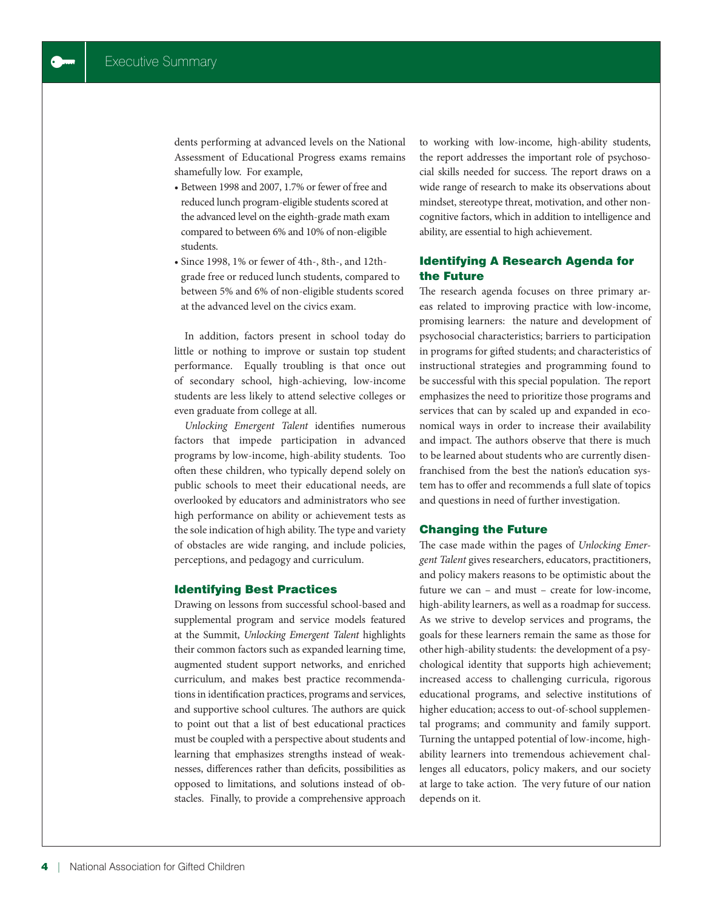dents performing at advanced levels on the National Assessment of Educational Progress exams remains shamefully low. For example,

- Between 1998 and 2007, 1.7% or fewer of free and reduced lunch program-eligible students scored at the advanced level on the eighth-grade math exam compared to between 6% and 10% of non-eligible students.
- Since 1998, 1% or fewer of 4th-, 8th-, and 12th-grade free or reduced lunch students, compared to between 5% and 6% of non-eligible students scored at the advanced level on the civics exam.

In addition, factors present in school today do little or nothing to improve or sustain top student performance. Equally troubling is that once out of secondary school, high-achieving, low-income students are less likely to attend selective colleges or even graduate from college at all.

*Unlocking Emergent Talent* identifies numerous factors that impede participation in advanced programs by low-income, high-ability students. Too often these children, who typically depend solely on public schools to meet their educational needs, are overlooked by educators and administrators who see high performance on ability or achievement tests as the sole indication of high ability. The type and variety of obstacles are wide ranging, and include policies, perceptions, and pedagogy and curriculum.

## Identifying Best Practices

Drawing on lessons from successful school-based and supplemental program and service models featured at the Summit, *Unlocking Emergent Talent* highlights their common factors such as expanded learning time, augmented student support networks, and enriched curriculum, and makes best practice recommendations in identification practices, programs and services, and supportive school cultures. The authors are quick to point out that a list of best educational practices must be coupled with a perspective about students and learning that emphasizes strengths instead of weaknesses, differences rather than deficits, possibilities as opposed to limitations, and solutions instead of obstacles. Finally, to provide a comprehensive approach to working with low-income, high-ability students, the report addresses the important role of psychosocial skills needed for success. The report draws on a wide range of research to make its observations about mindset, stereotype threat, motivation, and other non-cognitive factors, which in addition to intelligence and ability, are essential to high achievement.

## Identifying A Research Agenda for the Future

The research agenda focuses on three primary areas related to improving practice with low-income, promising learners: the nature and development of psychosocial characteristics; barriers to participation in programs for gifted students; and characteristics of instructional strategies and programming found to be successful with this special population. The report emphasizes the need to prioritize those programs and services that can by scaled up and expanded in economical ways in order to increase their availability and impact. The authors observe that there is much to be learned about students who are currently disenfranchised from the best the nation's education system has to offer and recommends a full slate of topics and questions in need of further investigation.

## Changing the Future

The case made within the pages of *Unlocking Emergent Talent* gives researchers, educators, practitioners, and policy makers reasons to be optimistic about the future we can – and must – create for low-income, high-ability learners, as well as a roadmap for success. As we strive to develop services and programs, the goals for these learners remain the same as those for other high-ability students: the development of a psychological identity that supports high achievement; increased access to challenging curricula, rigorous educational programs, and selective institutions of higher education; access to out-of-school supplemental programs; and community and family support. Turning the untapped potential of low-income, high-ability learners into tremendous achievement challenges all educators, policy makers, and our society at large to take action. The very future of our nation depends on it.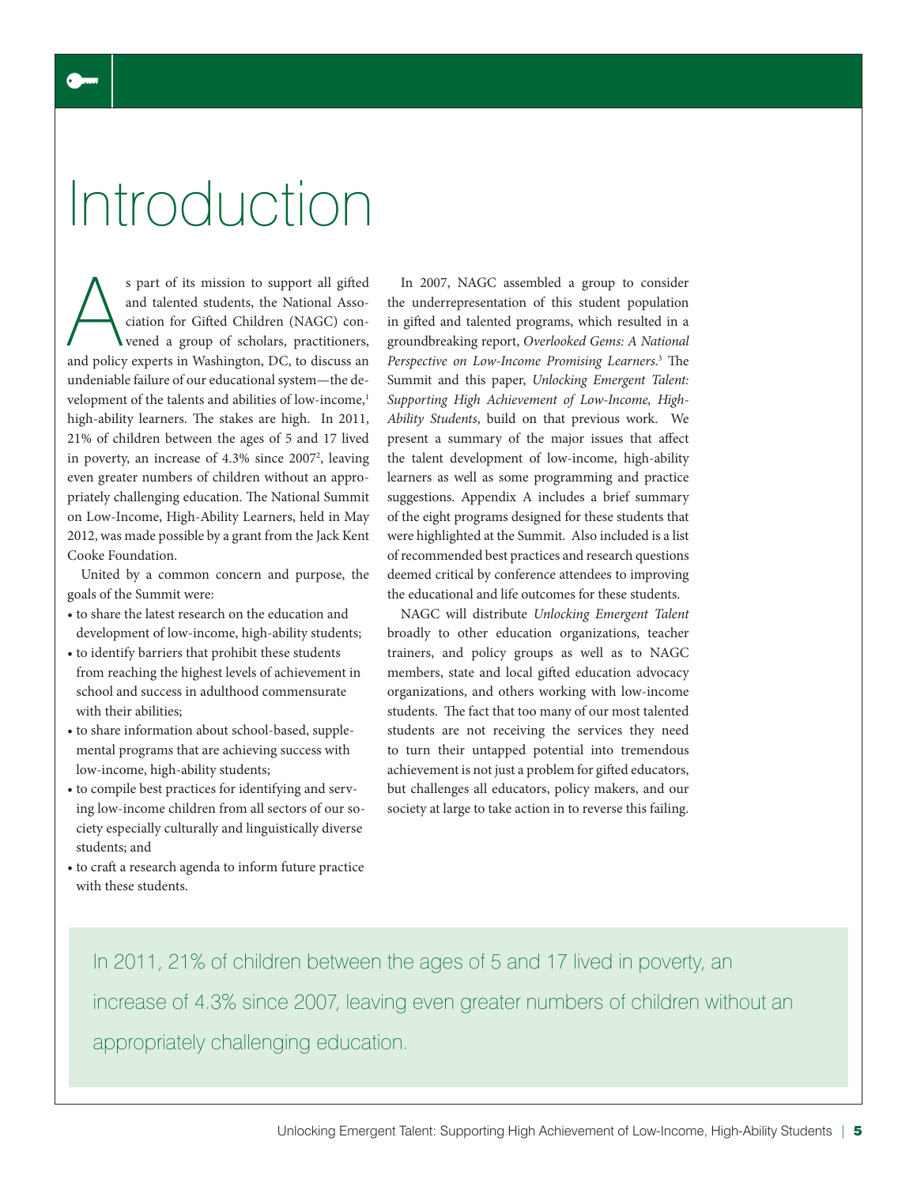# Introduction

As part of its mission to support all gifted and talented students, the National Association for Gifted Children (NAGC) convened a group of scholars, practitioners, and policy experts in Washington, DC, to discuss an undeniable failure of our educational system—the development of the talents and abilities of low-income,[1] high-ability learners. The stakes are high. In 2011, 21% of children between the ages of 5 and 17 lived in poverty, an increase of 4.3% since 2007[2], leaving even greater numbers of children without an appropriately challenging education. The National Summit on Low-Income, High-Ability Learners, held in May 2012, was made possible by a grant from the Jack Kent Cooke Foundation.

United by a common concern and purpose, the goals of the Summit were:

- to share the latest research on the education and development of low-income, high-ability students;
- to identify barriers that prohibit these students from reaching the highest levels of achievement in school and success in adulthood commensurate with their abilities;
- to share information about school-based, supplemental programs that are achieving success with low-income, high-ability students;
- to compile best practices for identifying and serving low-income children from all sectors of our society especially culturally and linguistically diverse students; and
- to craft a research agenda to inform future practice with these students.

In 2007, NAGC assembled a group to consider the underrepresentation of this student population in gifted and talented programs, which resulted in a groundbreaking report, *Overlooked Gems: A National Perspective on Low-Income Promising Learners*.[3] The Summit and this paper, *Unlocking Emergent Talent: Supporting High Achievement of Low-Income, High-Ability Students*, build on that previous work. We present a summary of the major issues that affect the talent development of low-income, high-ability learners as well as some programming and practice suggestions. Appendix A includes a brief summary of the eight programs designed for these students that were highlighted at the Summit. Also included is a list of recommended best practices and research questions deemed critical by conference attendees to improving the educational and life outcomes for these students.

NAGC will distribute *Unlocking Emergent Talent* broadly to other education organizations, teacher trainers, and policy groups as well as to NAGC members, state and local gifted education advocacy organizations, and others working with low-income students. The fact that too many of our most talented students are not receiving the services they need to turn their untapped potential into tremendous achievement is not just a problem for gifted educators, but challenges all educators, policy makers, and our society at large to take action in to reverse this failing.

> In 2011, 21% of children between the ages of 5 and 17 lived in poverty, an increase of 4.3% since 2007, leaving even greater numbers of children without an appropriately challenging education.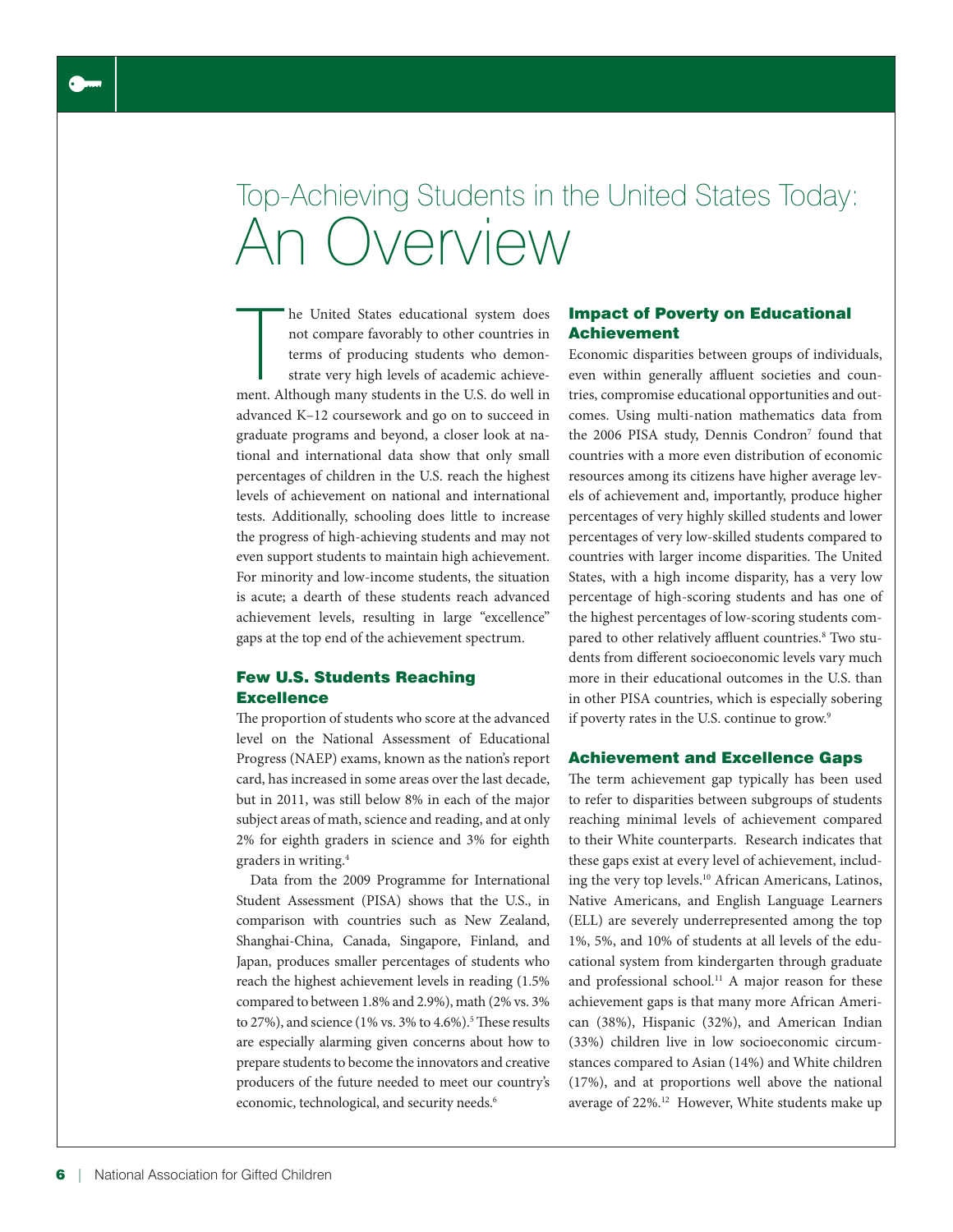# Top-Achieving Students in the United States Today: An Overview

The United States educational system does not compare favorably to other countries in terms of producing students who demonstrate very high levels of academic achievement. Although many students in the U.S. do well in advanced K–12 coursework and go on to succeed in graduate programs and beyond, a closer look at national and international data show that only small percentages of children in the U.S. reach the highest levels of achievement on national and international tests. Additionally, schooling does little to increase the progress of high-achieving students and may not even support students to maintain high achievement. For minority and low-income students, the situation is acute; a dearth of these students reach advanced achievement levels, resulting in large "excellence" gaps at the top end of the achievement spectrum.

## Few U.S. Students Reaching Excellence

The proportion of students who score at the advanced level on the National Assessment of Educational Progress (NAEP) exams, known as the nation's report card, has increased in some areas over the last decade, but in 2011, was still below 8% in each of the major subject areas of math, science and reading, and at only 2% for eighth graders in science and 3% for eighth graders in writing.[4]

Data from the 2009 Programme for International Student Assessment (PISA) shows that the U.S., in comparison with countries such as New Zealand, Shanghai-China, Canada, Singapore, Finland, and Japan, produces smaller percentages of students who reach the highest achievement levels in reading (1.5% compared to between 1.8% and 2.9%), math (2% vs. 3% to 27%), and science (1% vs. 3% to 4.6%).[5] These results are especially alarming given concerns about how to prepare students to become the innovators and creative producers of the future needed to meet our country's economic, technological, and security needs.[6]

## Impact of Poverty on Educational Achievement

Economic disparities between groups of individuals, even within generally affluent societies and countries, compromise educational opportunities and outcomes. Using multi-nation mathematics data from the 2006 PISA study, Dennis Condron[7] found that countries with a more even distribution of economic resources among its citizens have higher average levels of achievement and, importantly, produce higher percentages of very highly skilled students and lower percentages of very low-skilled students compared to countries with larger income disparities. The United States, with a high income disparity, has a very low percentage of high-scoring students and has one of the highest percentages of low-scoring students compared to other relatively affluent countries.[8] Two students from different socioeconomic levels vary much more in their educational outcomes in the U.S. than in other PISA countries, which is especially sobering if poverty rates in the U.S. continue to grow.[9]

## Achievement and Excellence Gaps

The term achievement gap typically has been used to refer to disparities between subgroups of students reaching minimal levels of achievement compared to their White counterparts. Research indicates that these gaps exist at every level of achievement, including the very top levels.[10] African Americans, Latinos, Native Americans, and English Language Learners (ELL) are severely underrepresented among the top 1%, 5%, and 10% of students at all levels of the educational system from kindergarten through graduate and professional school.[11] A major reason for these achievement gaps is that many more African American (38%), Hispanic (32%), and American Indian (33%) children live in low socioeconomic circumstances compared to Asian (14%) and White children (17%), and at proportions well above the national average of 22%.[12] However, White students make up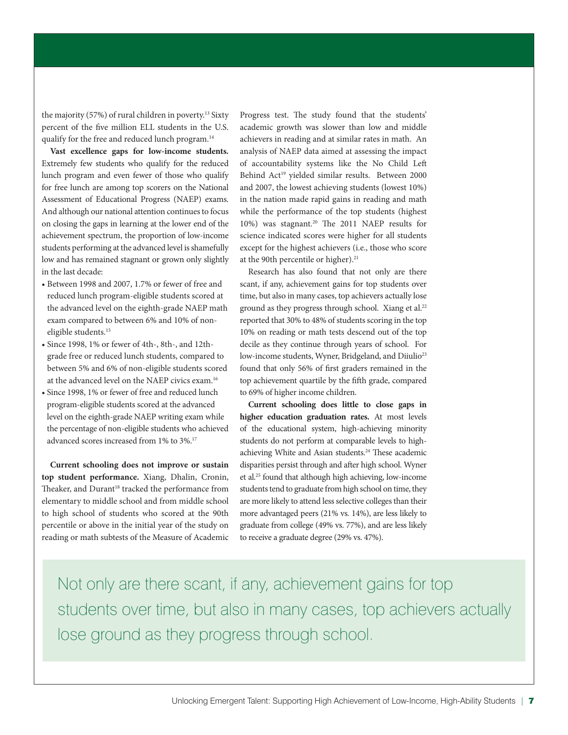the majority (57%) of rural children in poverty.[13] Sixty percent of the five million ELL students in the U.S. qualify for the free and reduced lunch program.[14]

**Vast excellence gaps for low-income students.** Extremely few students who qualify for the reduced lunch program and even fewer of those who qualify for free lunch are among top scorers on the National Assessment of Educational Progress (NAEP) exams. And although our national attention continues to focus on closing the gaps in learning at the lower end of the achievement spectrum, the proportion of low-income students performing at the advanced level is shamefully low and has remained stagnant or grown only slightly in the last decade:

- Between 1998 and 2007, 1.7% or fewer of free and reduced lunch program-eligible students scored at the advanced level on the eighth-grade NAEP math exam compared to between 6% and 10% of non-eligible students.[15]
- Since 1998, 1% or fewer of 4th-, 8th-, and 12th-grade free or reduced lunch students, compared to between 5% and 6% of non-eligible students scored at the advanced level on the NAEP civics exam.[16]
- Since 1998, 1% or fewer of free and reduced lunch program-eligible students scored at the advanced level on the eighth-grade NAEP writing exam while the percentage of non-eligible students who achieved advanced scores increased from 1% to 3%.[17]

**Current schooling does not improve or sustain top student performance.** Xiang, Dhalin, Cronin, Theaker, and Durant[18] tracked the performance from elementary to middle school and from middle school to high school of students who scored at the 90th percentile or above in the initial year of the study on reading or math subtests of the Measure of Academic Progress test. The study found that the students' academic growth was slower than low and middle achievers in reading and at similar rates in math. An analysis of NAEP data aimed at assessing the impact of accountability systems like the No Child Left Behind Act[19] yielded similar results. Between 2000 and 2007, the lowest achieving students (lowest 10%) in the nation made rapid gains in reading and math while the performance of the top students (highest 10%) was stagnant.[20] The 2011 NAEP results for science indicated scores were higher for all students except for the highest achievers (i.e., those who score at the 90th percentile or higher).[21]

Research has also found that not only are there scant, if any, achievement gains for top students over time, but also in many cases, top achievers actually lose ground as they progress through school. Xiang et al.[22] reported that 30% to 48% of students scoring in the top 10% on reading or math tests descend out of the top decile as they continue through years of school. For low-income students, Wyner, Bridgeland, and Diiulio[23] found that only 56% of first graders remained in the top achievement quartile by the fifth grade, compared to 69% of higher income children.

**Current schooling does little to close gaps in higher education graduation rates.** At most levels of the educational system, high-achieving minority students do not perform at comparable levels to high-achieving White and Asian students.[24] These academic disparities persist through and after high school. Wyner et al.[25] found that although high achieving, low-income students tend to graduate from high school on time, they are more likely to attend less selective colleges than their more advantaged peers (21% vs. 14%), are less likely to graduate from college (49% vs. 77%), and are less likely to receive a graduate degree (29% vs. 47%).

> Not only are there scant, if any, achievement gains for top students over time, but also in many cases, top achievers actually lose ground as they progress through school.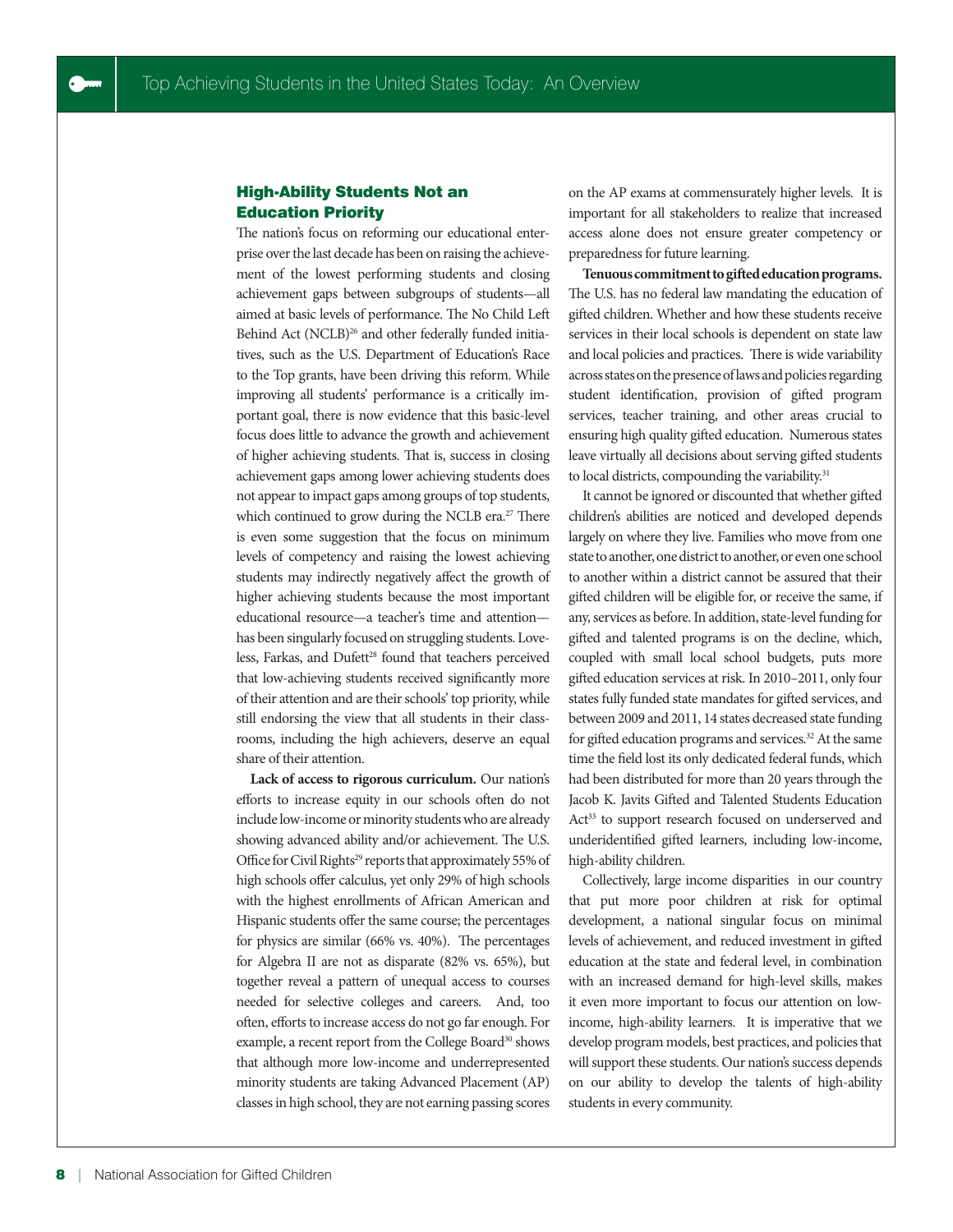## High-Ability Students Not an Education Priority

The nation's focus on reforming our educational enterprise over the last decade has been on raising the achievement of the lowest performing students and closing achievement gaps between subgroups of students—all aimed at basic levels of performance. The No Child Left Behind Act (NCLB)[26] and other federally funded initiatives, such as the U.S. Department of Education's Race to the Top grants, have been driving this reform. While improving all students' performance is a critically important goal, there is now evidence that this basic-level focus does little to advance the growth and achievement of higher achieving students. That is, success in closing achievement gaps among lower achieving students does not appear to impact gaps among groups of top students, which continued to grow during the NCLB era.[27] There is even some suggestion that the focus on minimum levels of competency and raising the lowest achieving students may indirectly negatively affect the growth of higher achieving students because the most important educational resource—a teacher's time and attention—has been singularly focused on struggling students. Loveless, Farkas, and Dufett[28] found that teachers perceived that low-achieving students received significantly more of their attention and are their schools' top priority, while still endorsing the view that all students in their classrooms, including the high achievers, deserve an equal share of their attention.

**Lack of access to rigorous curriculum.** Our nation's efforts to increase equity in our schools often do not include low-income or minority students who are already showing advanced ability and/or achievement. The U.S. Office for Civil Rights[29] reports that approximately 55% of high schools offer calculus, yet only 29% of high schools with the highest enrollments of African American and Hispanic students offer the same course; the percentages for physics are similar (66% vs. 40%). The percentages for Algebra II are not as disparate (82% vs. 65%), but together reveal a pattern of unequal access to courses needed for selective colleges and careers. And, too often, efforts to increase access do not go far enough. For example, a recent report from the College Board[30] shows that although more low-income and underrepresented minority students are taking Advanced Placement (AP) classes in high school, they are not earning passing scores on the AP exams at commensurately higher levels. It is important for all stakeholders to realize that increased access alone does not ensure greater competency or preparedness for future learning.

**Tenuous commitment to gifted education programs.** The U.S. has no federal law mandating the education of gifted children. Whether and how these students receive services in their local schools is dependent on state law and local policies and practices. There is wide variability across states on the presence of laws and policies regarding student identification, provision of gifted program services, teacher training, and other areas crucial to ensuring high quality gifted education. Numerous states leave virtually all decisions about serving gifted students to local districts, compounding the variability.[31]

It cannot be ignored or discounted that whether gifted children's abilities are noticed and developed depends largely on where they live. Families who move from one state to another, one district to another, or even one school to another within a district cannot be assured that their gifted children will be eligible for, or receive the same, if any, services as before. In addition, state-level funding for gifted and talented programs is on the decline, which, coupled with small local school budgets, puts more gifted education services at risk. In 2010–2011, only four states fully funded state mandates for gifted services, and between 2009 and 2011, 14 states decreased state funding for gifted education programs and services.[32] At the same time the field lost its only dedicated federal funds, which had been distributed for more than 20 years through the Jacob K. Javits Gifted and Talented Students Education Act[33] to support research focused on underserved and underidentified gifted learners, including low-income, high-ability children.

Collectively, large income disparities in our country that put more poor children at risk for optimal development, a national singular focus on minimal levels of achievement, and reduced investment in gifted education at the state and federal level, in combination with an increased demand for high-level skills, makes it even more important to focus our attention on low-income, high-ability learners. It is imperative that we develop program models, best practices, and policies that will support these students. Our nation's success depends on our ability to develop the talents of high-ability students in every community.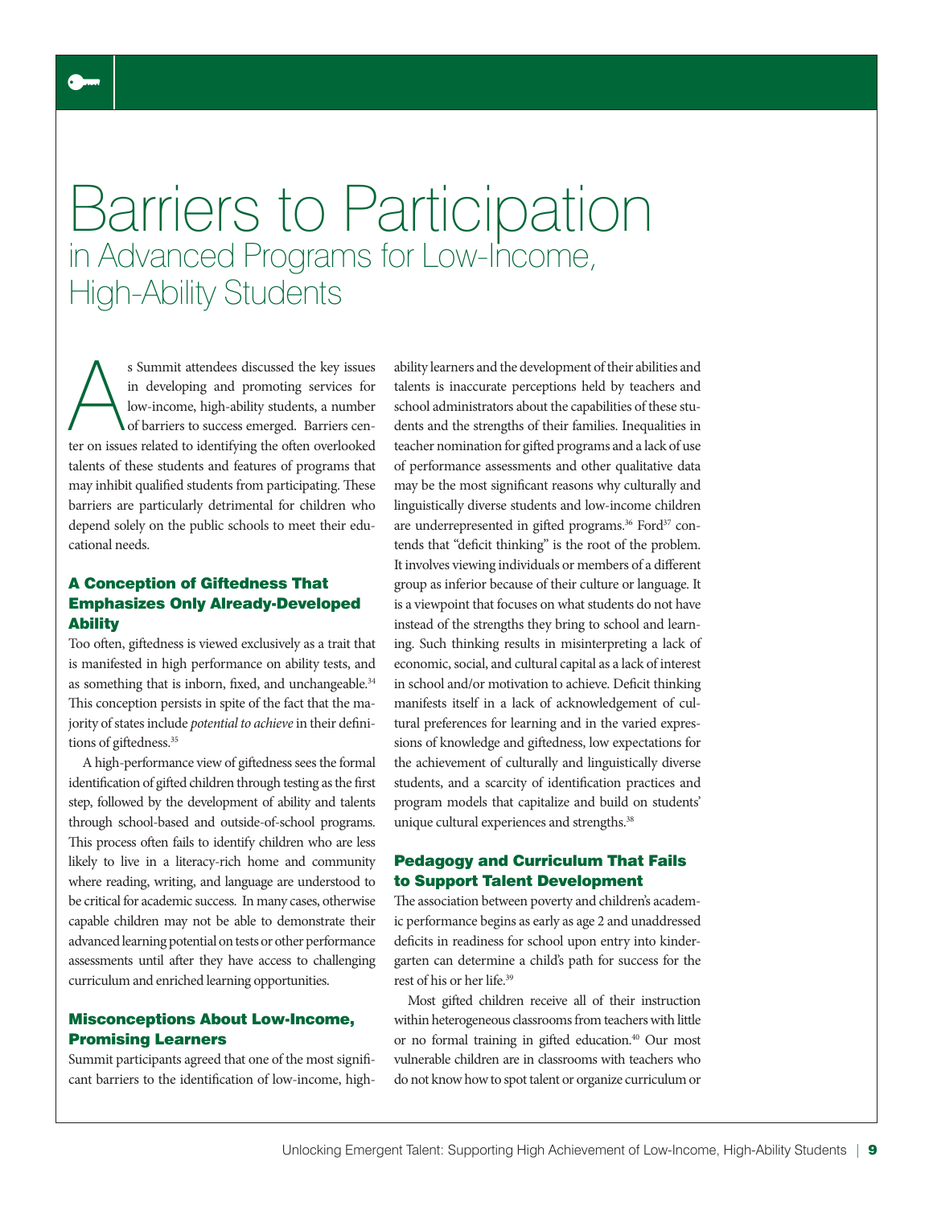# Barriers to Participation in Advanced Programs for Low-Income, High-Ability Students

As Summit attendees discussed the key issues in developing and promoting services for low-income, high-ability students, a number of barriers to success emerged. Barriers center on issues related to identifying the often overlooked talents of these students and features of programs that may inhibit qualified students from participating. These barriers are particularly detrimental for children who depend solely on the public schools to meet their educational needs.

### A Conception of Giftedness That Emphasizes Only Already-Developed Ability

Too often, giftedness is viewed exclusively as a trait that is manifested in high performance on ability tests, and as something that is inborn, fixed, and unchangeable.[34] This conception persists in spite of the fact that the majority of states include *potential to achieve* in their definitions of giftedness.[35]

A high-performance view of giftedness sees the formal identification of gifted children through testing as the first step, followed by the development of ability and talents through school-based and outside-of-school programs. This process often fails to identify children who are less likely to live in a literacy-rich home and community where reading, writing, and language are understood to be critical for academic success. In many cases, otherwise capable children may not be able to demonstrate their advanced learning potential on tests or other performance assessments until after they have access to challenging curriculum and enriched learning opportunities.

### Misconceptions About Low-Income, Promising Learners

Summit participants agreed that one of the most significant barriers to the identification of low-income, high-ability learners and the development of their abilities and talents is inaccurate perceptions held by teachers and school administrators about the capabilities of these students and the strengths of their families. Inequalities in teacher nomination for gifted programs and a lack of use of performance assessments and other qualitative data may be the most significant reasons why culturally and linguistically diverse students and low-income children are underrepresented in gifted programs.[36] Ford[37] contends that "deficit thinking" is the root of the problem. It involves viewing individuals or members of a different group as inferior because of their culture or language. It is a viewpoint that focuses on what students do not have instead of the strengths they bring to school and learning. Such thinking results in misinterpreting a lack of economic, social, and cultural capital as a lack of interest in school and/or motivation to achieve. Deficit thinking manifests itself in a lack of acknowledgement of cultural preferences for learning and in the varied expressions of knowledge and giftedness, low expectations for the achievement of culturally and linguistically diverse students, and a scarcity of identification practices and program models that capitalize and build on students' unique cultural experiences and strengths.[38]

### Pedagogy and Curriculum That Fails to Support Talent Development

The association between poverty and children's academic performance begins as early as age 2 and unaddressed deficits in readiness for school upon entry into kindergarten can determine a child's path for success for the rest of his or her life.[39]

Most gifted children receive all of their instruction within heterogeneous classrooms from teachers with little or no formal training in gifted education.[40] Our most vulnerable children are in classrooms with teachers who do not know how to spot talent or organize curriculum or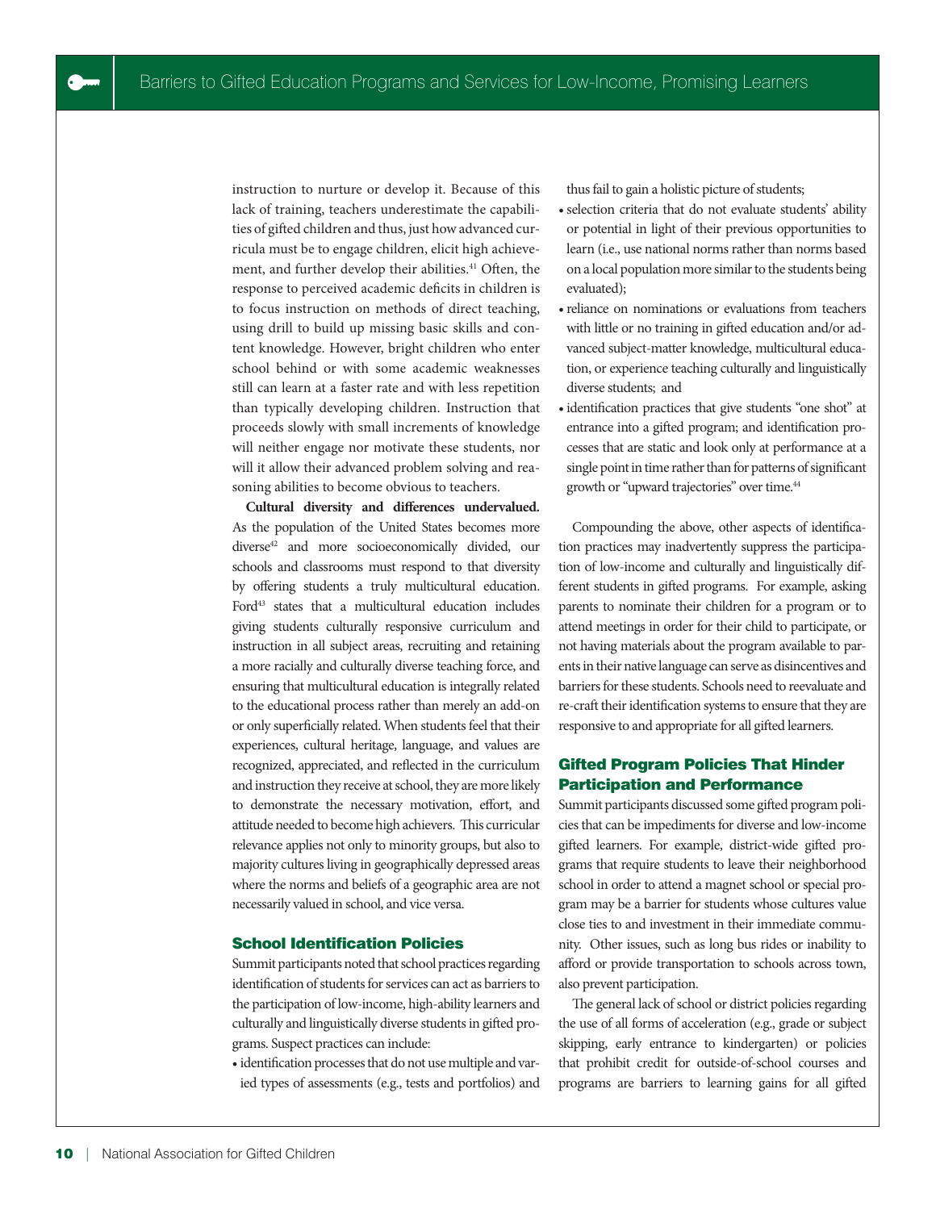instruction to nurture or develop it. Because of this lack of training, teachers underestimate the capabilities of gifted children and thus, just how advanced curricula must be to engage children, elicit high achievement, and further develop their abilities.[41] Often, the response to perceived academic deficits in children is to focus instruction on methods of direct teaching, using drill to build up missing basic skills and content knowledge. However, bright children who enter school behind or with some academic weaknesses still can learn at a faster rate and with less repetition than typically developing children. Instruction that proceeds slowly with small increments of knowledge will neither engage nor motivate these students, nor will it allow their advanced problem solving and reasoning abilities to become obvious to teachers.

**Cultural diversity and differences undervalued.** As the population of the United States becomes more diverse[42] and more socioeconomically divided, our schools and classrooms must respond to that diversity by offering students a truly multicultural education. Ford[43] states that a multicultural education includes giving students culturally responsive curriculum and instruction in all subject areas, recruiting and retaining a more racially and culturally diverse teaching force, and ensuring that multicultural education is integrally related to the educational process rather than merely an add-on or only superficially related. When students feel that their experiences, cultural heritage, language, and values are recognized, appreciated, and reflected in the curriculum and instruction they receive at school, they are more likely to demonstrate the necessary motivation, effort, and attitude needed to become high achievers. This curricular relevance applies not only to minority groups, but also to majority cultures living in geographically depressed areas where the norms and beliefs of a geographic area are not necessarily valued in school, and vice versa.

### School Identification Policies

Summit participants noted that school practices regarding identification of students for services can act as barriers to the participation of low-income, high-ability learners and culturally and linguistically diverse students in gifted programs. Suspect practices can include:

- identification processes that do not use multiple and varied types of assessments (e.g., tests and portfolios) and thus fail to gain a holistic picture of students;
- selection criteria that do not evaluate students' ability or potential in light of their previous opportunities to learn (i.e., use national norms rather than norms based on a local population more similar to the students being evaluated);
- reliance on nominations or evaluations from teachers with little or no training in gifted education and/or advanced subject-matter knowledge, multicultural education, or experience teaching culturally and linguistically diverse students; and
- identification practices that give students "one shot" at entrance into a gifted program; and identification processes that are static and look only at performance at a single point in time rather than for patterns of significant growth or "upward trajectories" over time.[44]

Compounding the above, other aspects of identification practices may inadvertently suppress the participation of low-income and culturally and linguistically different students in gifted programs. For example, asking parents to nominate their children for a program or to attend meetings in order for their child to participate, or not having materials about the program available to parents in their native language can serve as disincentives and barriers for these students. Schools need to reevaluate and re-craft their identification systems to ensure that they are responsive to and appropriate for all gifted learners.

### Gifted Program Policies That Hinder Participation and Performance

Summit participants discussed some gifted program policies that can be impediments for diverse and low-income gifted learners. For example, district-wide gifted programs that require students to leave their neighborhood school in order to attend a magnet school or special program may be a barrier for students whose cultures value close ties to and investment in their immediate community. Other issues, such as long bus rides or inability to afford or provide transportation to schools across town, also prevent participation.

The general lack of school or district policies regarding the use of all forms of acceleration (e.g., grade or subject skipping, early entrance to kindergarten) or policies that prohibit credit for outside-of-school courses and programs are barriers to learning gains for all gifted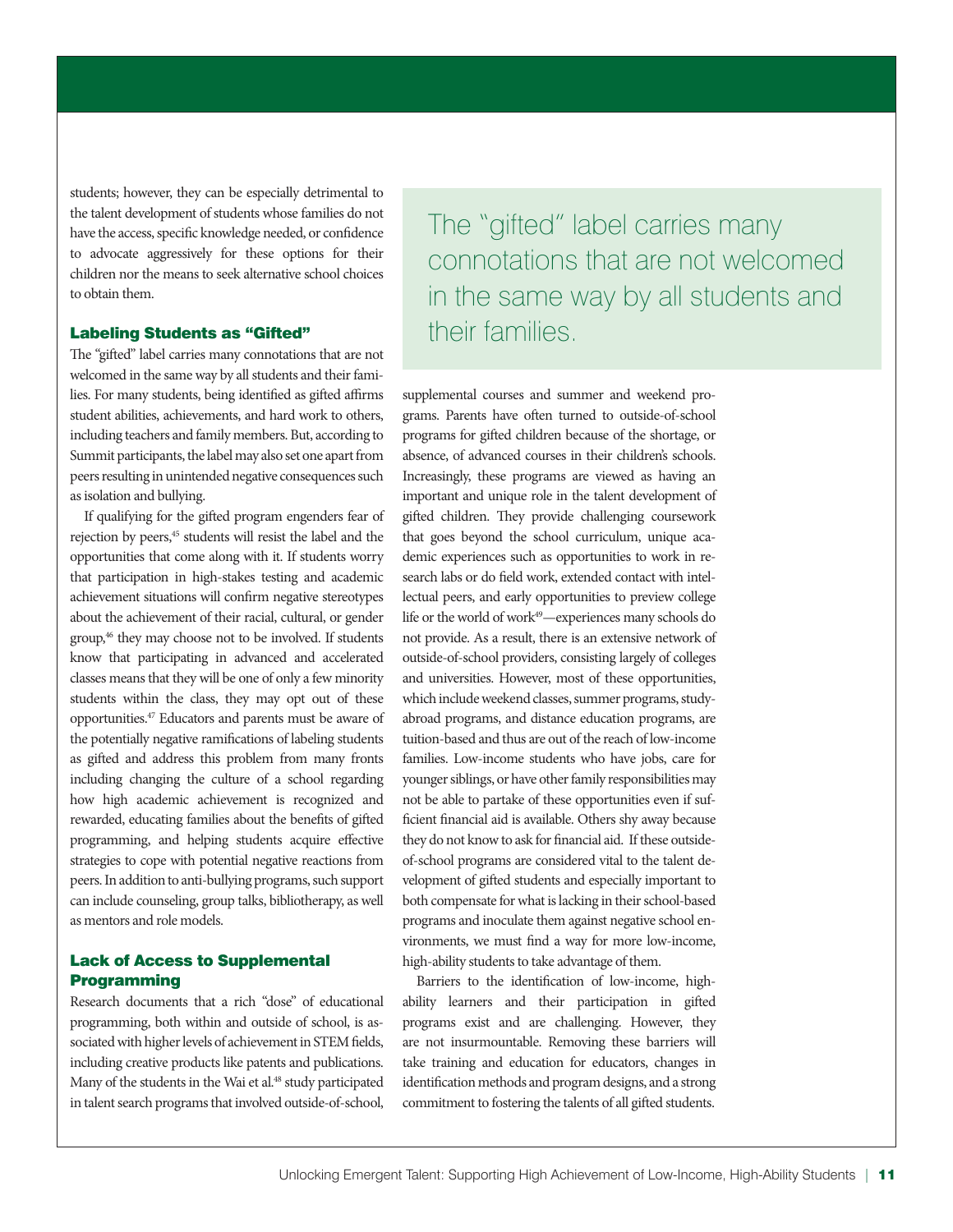students; however, they can be especially detrimental to the talent development of students whose families do not have the access, specific knowledge needed, or confidence to advocate aggressively for these options for their children nor the means to seek alternative school choices to obtain them.

### Labeling Students as "Gifted"

The "gifted" label carries many connotations that are not welcomed in the same way by all students and their families. For many students, being identified as gifted affirms student abilities, achievements, and hard work to others, including teachers and family members. But, according to Summit participants, the label may also set one apart from peers resulting in unintended negative consequences such as isolation and bullying.

If qualifying for the gifted program engenders fear of rejection by peers,[45] students will resist the label and the opportunities that come along with it. If students worry that participation in high-stakes testing and academic achievement situations will confirm negative stereotypes about the achievement of their racial, cultural, or gender group,[46] they may choose not to be involved. If students know that participating in advanced and accelerated classes means that they will be one of only a few minority students within the class, they may opt out of these opportunities.[47] Educators and parents must be aware of the potentially negative ramifications of labeling students as gifted and address this problem from many fronts including changing the culture of a school regarding how high academic achievement is recognized and rewarded, educating families about the benefits of gifted programming, and helping students acquire effective strategies to cope with potential negative reactions from peers. In addition to anti-bullying programs, such support can include counseling, group talks, bibliotherapy, as well as mentors and role models.

### Lack of Access to Supplemental Programming

Research documents that a rich "dose" of educational programming, both within and outside of school, is associated with higher levels of achievement in STEM fields, including creative products like patents and publications. Many of the students in the Wai et al.[48] study participated in talent search programs that involved outside-of-school, supplemental courses and summer and weekend programs. Parents have often turned to outside-of-school programs for gifted children because of the shortage, or absence, of advanced courses in their children's schools. Increasingly, these programs are viewed as having an important and unique role in the talent development of gifted children. They provide challenging coursework that goes beyond the school curriculum, unique academic experiences such as opportunities to work in research labs or do field work, extended contact with intellectual peers, and early opportunities to preview college life or the world of work[49]—experiences many schools do not provide. As a result, there is an extensive network of outside-of-school providers, consisting largely of colleges and universities. However, most of these opportunities, which include weekend classes, summer programs, study-abroad programs, and distance education programs, are tuition-based and thus are out of the reach of low-income families. Low-income students who have jobs, care for younger siblings, or have other family responsibilities may not be able to partake of these opportunities even if sufficient financial aid is available. Others shy away because they do not know to ask for financial aid. If these outside-of-school programs are considered vital to the talent development of gifted students and especially important to both compensate for what is lacking in their school-based programs and inoculate them against negative school environments, we must find a way for more low-income, high-ability students to take advantage of them.

> The "gifted" label carries many connotations that are not welcomed in the same way by all students and their families.

Barriers to the identification of low-income, high-ability learners and their participation in gifted programs exist and are challenging. However, they are not insurmountable. Removing these barriers will take training and education for educators, changes in identification methods and program designs, and a strong commitment to fostering the talents of all gifted students.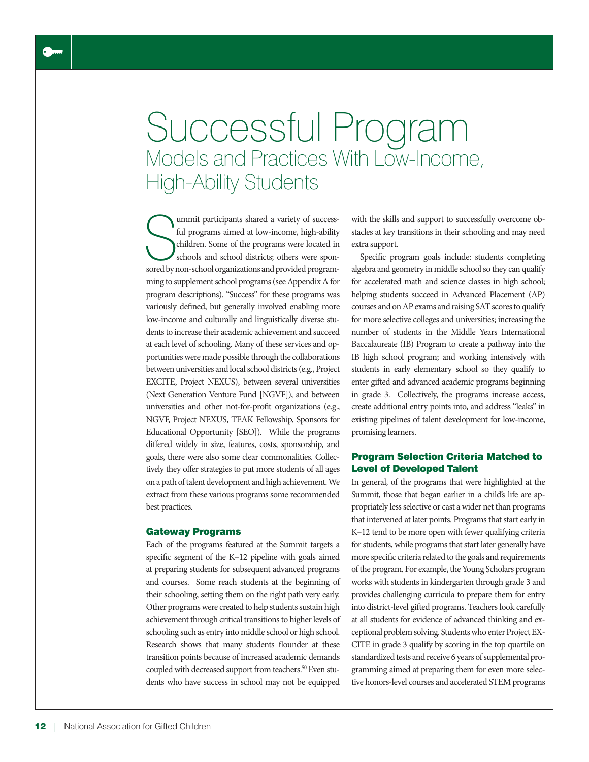# Successful Program

## Models and Practices With Low-Income, High-Ability Students

Summit participants shared a variety of successful programs aimed at low-income, high-ability children. Some of the programs were located in schools and school districts; others were sponsored by non-school organizations and provided programming to supplement school programs (see Appendix A for program descriptions). "Success" for these programs was variously defined, but generally involved enabling more low-income and culturally and linguistically diverse students to increase their academic achievement and succeed at each level of schooling. Many of these services and opportunities were made possible through the collaborations between universities and local school districts (e.g., Project EXCITE, Project NEXUS), between several universities (Next Generation Venture Fund [NGVF]), and between universities and other not-for-profit organizations (e.g., NGVF, Project NEXUS, TEAK Fellowship, Sponsors for Educational Opportunity [SEO]). While the programs differed widely in size, features, costs, sponsorship, and goals, there were also some clear commonalities. Collectively they offer strategies to put more students of all ages on a path of talent development and high achievement. We extract from these various programs some recommended best practices.

### Gateway Programs

Each of the programs featured at the Summit targets a specific segment of the K–12 pipeline with goals aimed at preparing students for subsequent advanced programs and courses. Some reach students at the beginning of their schooling, setting them on the right path very early. Other programs were created to help students sustain high achievement through critical transitions to higher levels of schooling such as entry into middle school or high school. Research shows that many students flounder at these transition points because of increased academic demands coupled with decreased support from teachers.[50] Even students who have success in school may not be equipped with the skills and support to successfully overcome obstacles at key transitions in their schooling and may need extra support.

Specific program goals include: students completing algebra and geometry in middle school so they can qualify for accelerated math and science classes in high school; helping students succeed in Advanced Placement (AP) courses and on AP exams and raising SAT scores to qualify for more selective colleges and universities; increasing the number of students in the Middle Years International Baccalaureate (IB) Program to create a pathway into the IB high school program; and working intensively with students in early elementary school so they qualify to enter gifted and advanced academic programs beginning in grade 3. Collectively, the programs increase access, create additional entry points into, and address "leaks" in existing pipelines of talent development for low-income, promising learners.

### Program Selection Criteria Matched to Level of Developed Talent

In general, of the programs that were highlighted at the Summit, those that began earlier in a child's life are appropriately less selective or cast a wider net than programs that intervened at later points. Programs that start early in K–12 tend to be more open with fewer qualifying criteria for students, while programs that start later generally have more specific criteria related to the goals and requirements of the program. For example, the Young Scholars program works with students in kindergarten through grade 3 and provides challenging curricula to prepare them for entry into district-level gifted programs. Teachers look carefully at all students for evidence of advanced thinking and exceptional problem solving. Students who enter Project EXCITE in grade 3 qualify by scoring in the top quartile on standardized tests and receive 6 years of supplemental programming aimed at preparing them for even more selective honors-level courses and accelerated STEM programs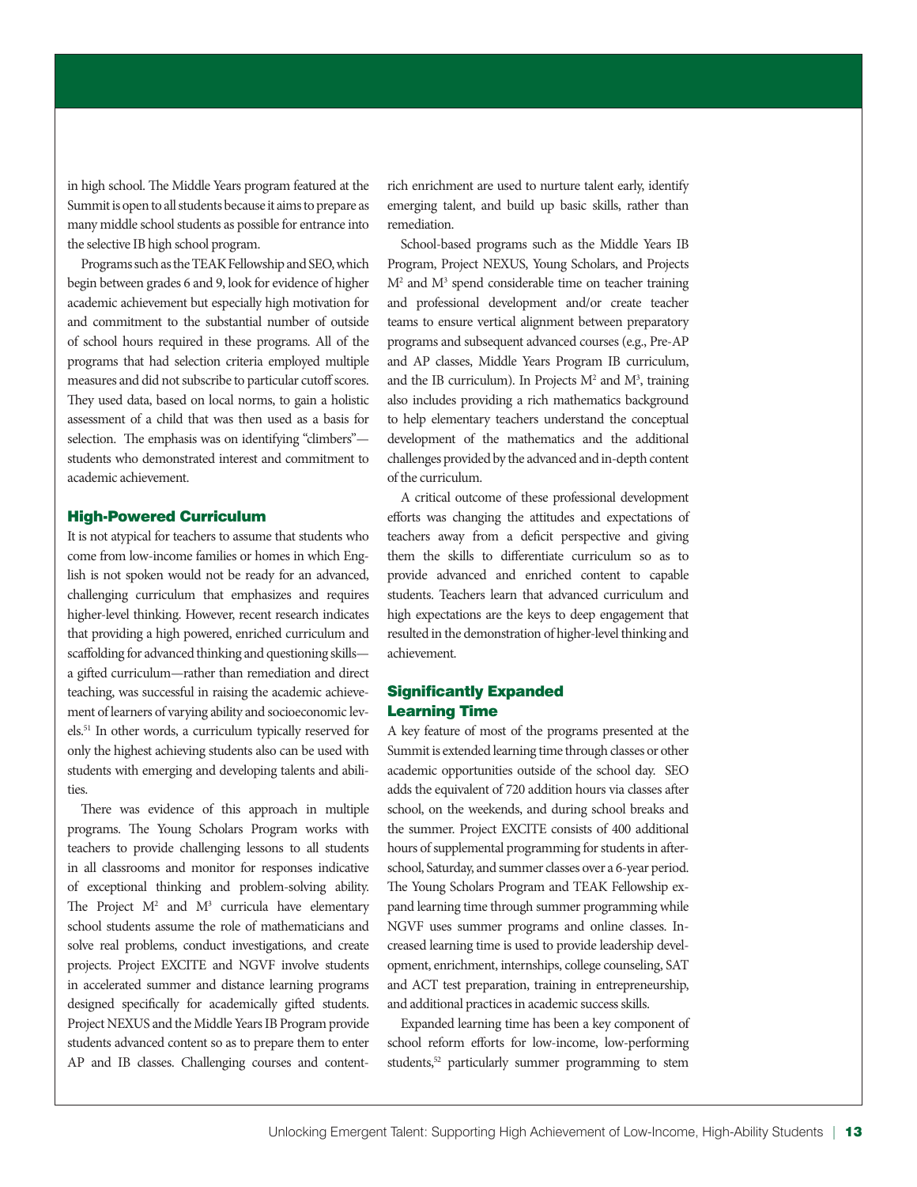in high school. The Middle Years program featured at the Summit is open to all students because it aims to prepare as many middle school students as possible for entrance into the selective IB high school program.

Programs such as the TEAK Fellowship and SEO, which begin between grades 6 and 9, look for evidence of higher academic achievement but especially high motivation for and commitment to the substantial number of outside of school hours required in these programs. All of the programs that had selection criteria employed multiple measures and did not subscribe to particular cutoff scores. They used data, based on local norms, to gain a holistic assessment of a child that was then used as a basis for selection. The emphasis was on identifying "climbers"—students who demonstrated interest and commitment to academic achievement.

### High-Powered Curriculum

It is not atypical for teachers to assume that students who come from low-income families or homes in which English is not spoken would not be ready for an advanced, challenging curriculum that emphasizes and requires higher-level thinking. However, recent research indicates that providing a high powered, enriched curriculum and scaffolding for advanced thinking and questioning skills—a gifted curriculum—rather than remediation and direct teaching, was successful in raising the academic achievement of learners of varying ability and socioeconomic levels.[51] In other words, a curriculum typically reserved for only the highest achieving students also can be used with students with emerging and developing talents and abilities.

There was evidence of this approach in multiple programs. The Young Scholars Program works with teachers to provide challenging lessons to all students in all classrooms and monitor for responses indicative of exceptional thinking and problem-solving ability. The Project $M^2$ and $M^3$ curricula have elementary school students assume the role of mathematicians and solve real problems, conduct investigations, and create projects. Project EXCITE and NGVF involve students in accelerated summer and distance learning programs designed specifically for academically gifted students. Project NEXUS and the Middle Years IB Program provide students advanced content so as to prepare them to enter AP and IB classes. Challenging courses and content-rich enrichment are used to nurture talent early, identify emerging talent, and build up basic skills, rather than remediation.

School-based programs such as the Middle Years IB Program, Project NEXUS, Young Scholars, and Projects $M^2$ and $M^3$ spend considerable time on teacher training and professional development and/or create teacher teams to ensure vertical alignment between preparatory programs and subsequent advanced courses (e.g., Pre-AP and AP classes, Middle Years Program IB curriculum, and the IB curriculum). In Projects $M^2$ and $M^3$, training also includes providing a rich mathematics background to help elementary teachers understand the conceptual development of the mathematics and the additional challenges provided by the advanced and in-depth content of the curriculum.

A critical outcome of these professional development efforts was changing the attitudes and expectations of teachers away from a deficit perspective and giving them the skills to differentiate curriculum so as to provide advanced and enriched content to capable students. Teachers learn that advanced curriculum and high expectations are the keys to deep engagement that resulted in the demonstration of higher-level thinking and achievement.

### Significantly Expanded Learning Time

A key feature of most of the programs presented at the Summit is extended learning time through classes or other academic opportunities outside of the school day. SEO adds the equivalent of 720 addition hours via classes after school, on the weekends, and during school breaks and the summer. Project EXCITE consists of 400 additional hours of supplemental programming for students in after-school, Saturday, and summer classes over a 6-year period. The Young Scholars Program and TEAK Fellowship expand learning time through summer programming while NGVF uses summer programs and online classes. Increased learning time is used to provide leadership development, enrichment, internships, college counseling, SAT and ACT test preparation, training in entrepreneurship, and additional practices in academic success skills.

Expanded learning time has been a key component of school reform efforts for low-income, low-performing students,[52] particularly summer programming to stem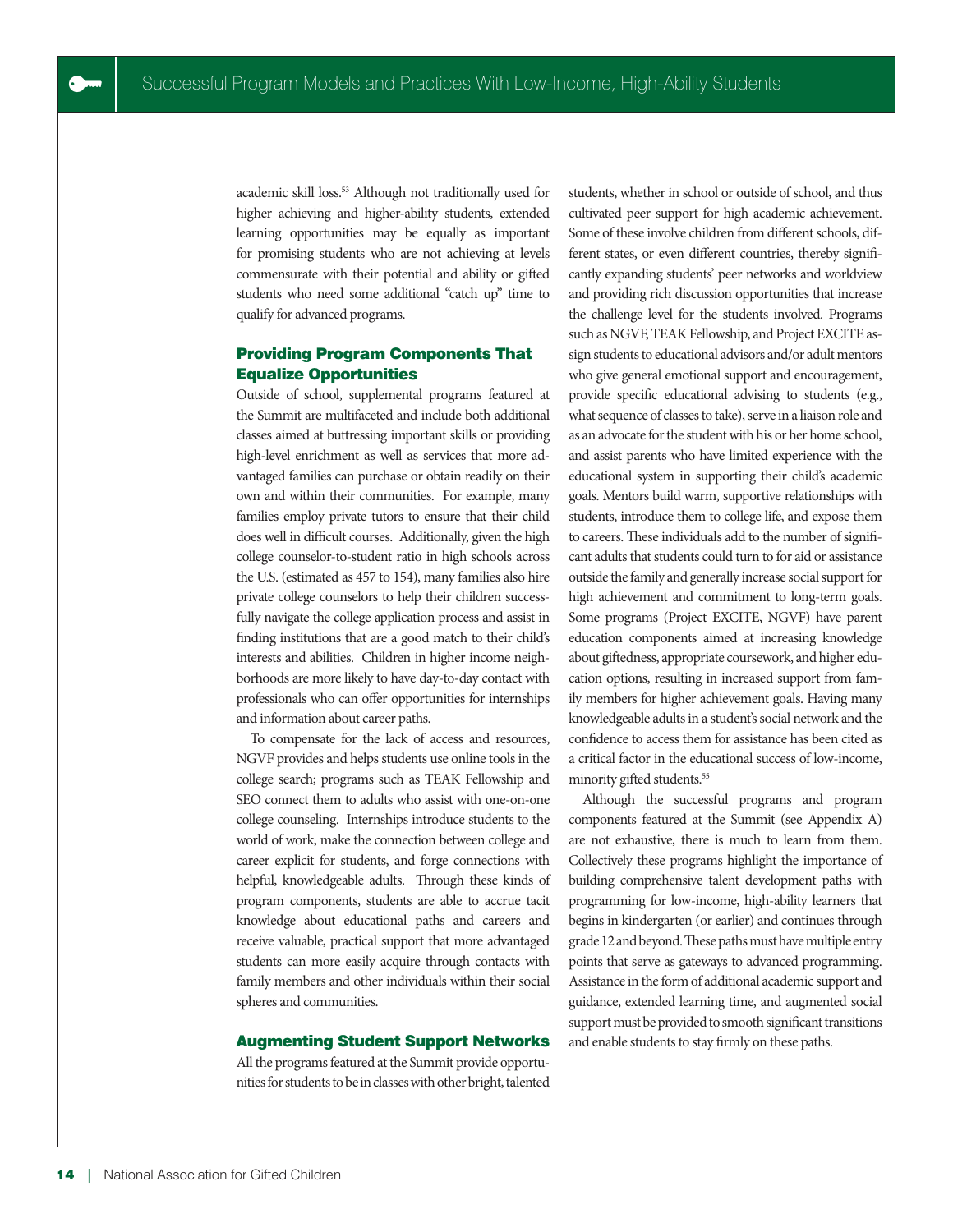academic skill loss.[53] Although not traditionally used for higher achieving and higher-ability students, extended learning opportunities may be equally as important for promising students who are not achieving at levels commensurate with their potential and ability or gifted students who need some additional "catch up" time to qualify for advanced programs.

### Providing Program Components That Equalize Opportunities

Outside of school, supplemental programs featured at the Summit are multifaceted and include both additional classes aimed at buttressing important skills or providing high-level enrichment as well as services that more advantaged families can purchase or obtain readily on their own and within their communities. For example, many families employ private tutors to ensure that their child does well in difficult courses. Additionally, given the high college counselor-to-student ratio in high schools across the U.S. (estimated as 457 to 154), many families also hire private college counselors to help their children successfully navigate the college application process and assist in finding institutions that are a good match to their child's interests and abilities. Children in higher income neighborhoods are more likely to have day-to-day contact with professionals who can offer opportunities for internships and information about career paths.

To compensate for the lack of access and resources, NGVF provides and helps students use online tools in the college search; programs such as TEAK Fellowship and SEO connect them to adults who assist with one-on-one college counseling. Internships introduce students to the world of work, make the connection between college and career explicit for students, and forge connections with helpful, knowledgeable adults. Through these kinds of program components, students are able to accrue tacit knowledge about educational paths and careers and receive valuable, practical support that more advantaged students can more easily acquire through contacts with family members and other individuals within their social spheres and communities.

### Augmenting Student Support Networks

All the programs featured at the Summit provide opportunities for students to be in classes with other bright, talented students, whether in school or outside of school, and thus cultivated peer support for high academic achievement. Some of these involve children from different schools, different states, or even different countries, thereby significantly expanding students' peer networks and worldview and providing rich discussion opportunities that increase the challenge level for the students involved. Programs such as NGVF, TEAK Fellowship, and Project EXCITE assign students to educational advisors and/or adult mentors who give general emotional support and encouragement, provide specific educational advising to students (e.g., what sequence of classes to take), serve in a liaison role and as an advocate for the student with his or her home school, and assist parents who have limited experience with the educational system in supporting their child's academic goals. Mentors build warm, supportive relationships with students, introduce them to college life, and expose them to careers. These individuals add to the number of significant adults that students could turn to for aid or assistance outside the family and generally increase social support for high achievement and commitment to long-term goals. Some programs (Project EXCITE, NGVF) have parent education components aimed at increasing knowledge about giftedness, appropriate coursework, and higher education options, resulting in increased support from family members for higher achievement goals. Having many knowledgeable adults in a student's social network and the confidence to access them for assistance has been cited as a critical factor in the educational success of low-income, minority gifted students.[55]

Although the successful programs and program components featured at the Summit (see Appendix A) are not exhaustive, there is much to learn from them. Collectively these programs highlight the importance of building comprehensive talent development paths with programming for low-income, high-ability learners that begins in kindergarten (or earlier) and continues through grade 12 and beyond. These paths must have multiple entry points that serve as gateways to advanced programming. Assistance in the form of additional academic support and guidance, extended learning time, and augmented social support must be provided to smooth significant transitions and enable students to stay firmly on these paths.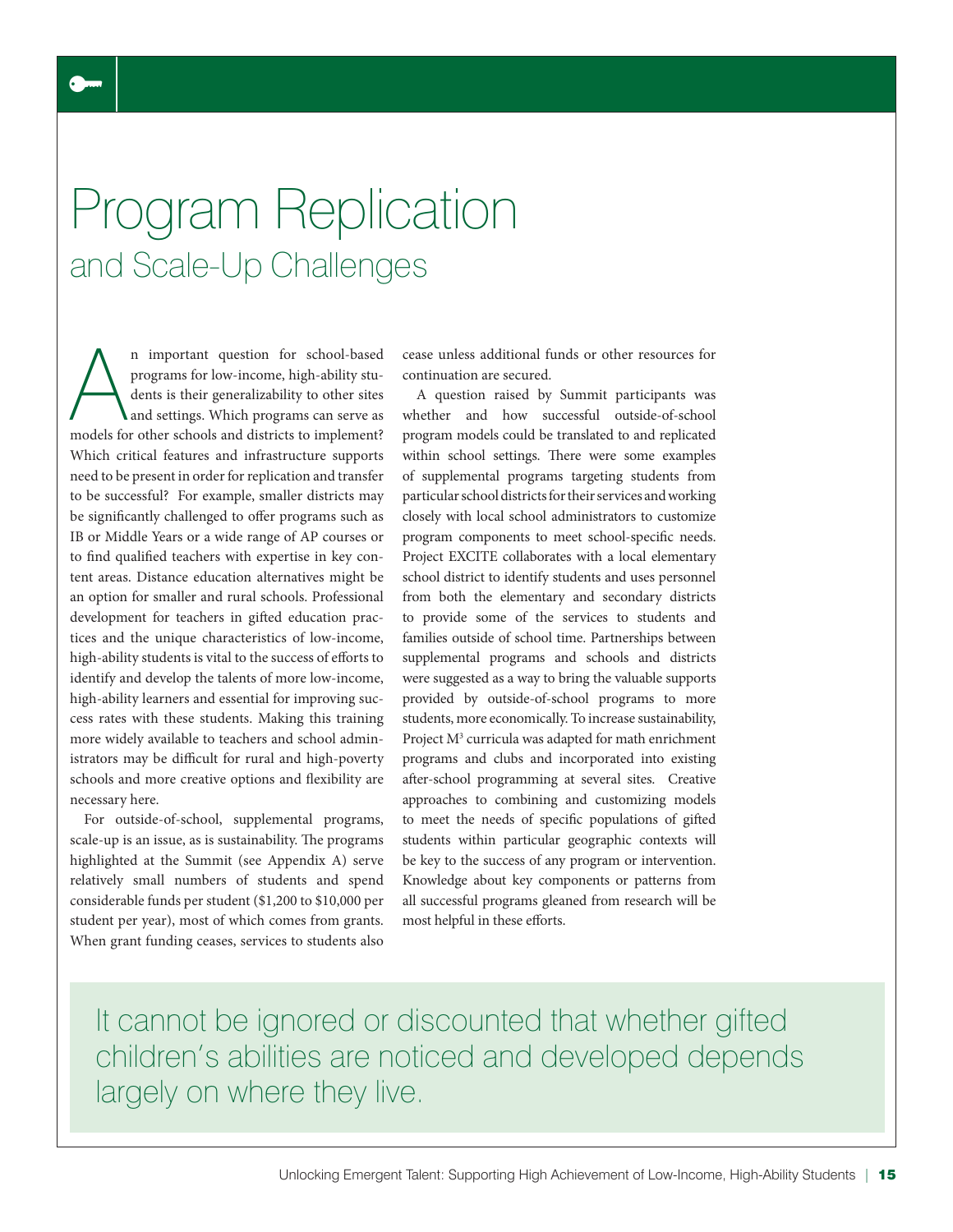# Program Replication
## and Scale-Up Challenges

An important question for school-based programs for low-income, high-ability students is their generalizability to other sites and settings. Which programs can serve as models for other schools and districts to implement? Which critical features and infrastructure supports need to be present in order for replication and transfer to be successful? For example, smaller districts may be significantly challenged to offer programs such as IB or Middle Years or a wide range of AP courses or to find qualified teachers with expertise in key content areas. Distance education alternatives might be an option for smaller and rural schools. Professional development for teachers in gifted education practices and the unique characteristics of low-income, high-ability students is vital to the success of efforts to identify and develop the talents of more low-income, high-ability learners and essential for improving success rates with these students. Making this training more widely available to teachers and school administrators may be difficult for rural and high-poverty schools and more creative options and flexibility are necessary here.

For outside-of-school, supplemental programs, scale-up is an issue, as is sustainability. The programs highlighted at the Summit (see Appendix A) serve relatively small numbers of students and spend considerable funds per student ($1,200 to $10,000 per student per year), most of which comes from grants. When grant funding ceases, services to students also cease unless additional funds or other resources for continuation are secured.

A question raised by Summit participants was whether and how successful outside-of-school program models could be translated to and replicated within school settings. There were some examples of supplemental programs targeting students from particular school districts for their services and working closely with local school administrators to customize program components to meet school-specific needs. Project EXCITE collaborates with a local elementary school district to identify students and uses personnel from both the elementary and secondary districts to provide some of the services to students and families outside of school time. Partnerships between supplemental programs and schools and districts were suggested as a way to bring the valuable supports provided by outside-of-school programs to more students, more economically. To increase sustainability, Project M$^3$ curricula was adapted for math enrichment programs and clubs and incorporated into existing after-school programming at several sites. Creative approaches to combining and customizing models to meet the needs of specific populations of gifted students within particular geographic contexts will be key to the success of any program or intervention. Knowledge about key components or patterns from all successful programs gleaned from research will be most helpful in these efforts.

> It cannot be ignored or discounted that whether gifted children's abilities are noticed and developed depends largely on where they live.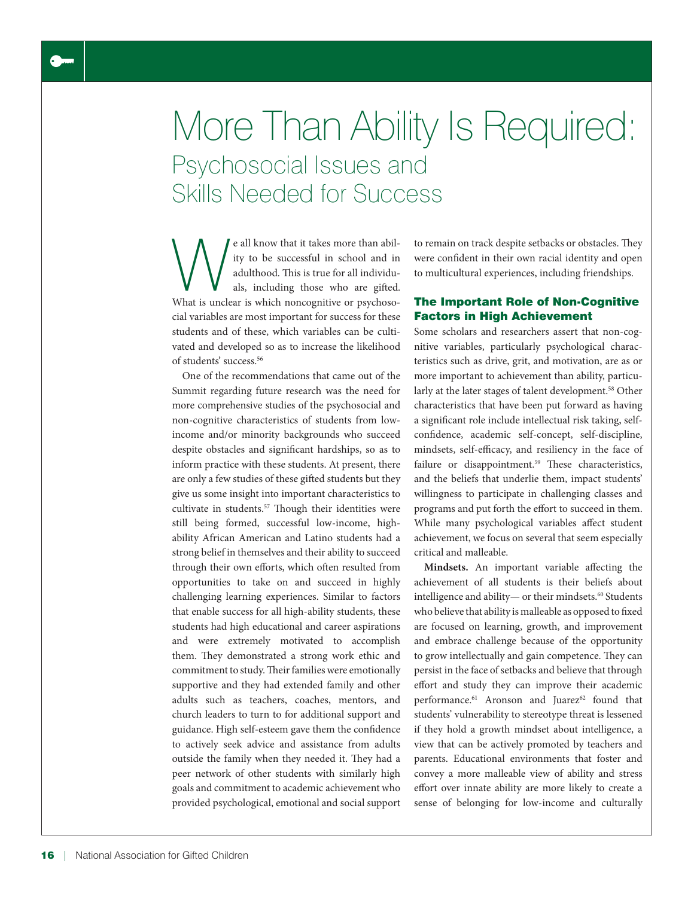# More Than Ability Is Required:

## Psychosocial Issues and Skills Needed for Success

We all know that it takes more than ability to be successful in school and in adulthood. This is true for all individuals, including those who are gifted. What is unclear is which noncognitive or psychosocial variables are most important for success for these students and of these, which variables can be cultivated and developed so as to increase the likelihood of students' success.[56]

One of the recommendations that came out of the Summit regarding future research was the need for more comprehensive studies of the psychosocial and non-cognitive characteristics of students from low-income and/or minority backgrounds who succeed despite obstacles and significant hardships, so as to inform practice with these students. At present, there are only a few studies of these gifted students but they give us some insight into important characteristics to cultivate in students.[57] Though their identities were still being formed, successful low-income, high-ability African American and Latino students had a strong belief in themselves and their ability to succeed through their own efforts, which often resulted from opportunities to take on and succeed in highly challenging learning experiences. Similar to factors that enable success for all high-ability students, these students had high educational and career aspirations and were extremely motivated to accomplish them. They demonstrated a strong work ethic and commitment to study. Their families were emotionally supportive and they had extended family and other adults such as teachers, coaches, mentors, and church leaders to turn to for additional support and guidance. High self-esteem gave them the confidence to actively seek advice and assistance from adults outside the family when they needed it. They had a peer network of other students with similarly high goals and commitment to academic achievement who provided psychological, emotional and social support to remain on track despite setbacks or obstacles. They were confident in their own racial identity and open to multicultural experiences, including friendships.

### The Important Role of Non-Cognitive Factors in High Achievement

Some scholars and researchers assert that non-cognitive variables, particularly psychological characteristics such as drive, grit, and motivation, are as or more important to achievement than ability, particularly at the later stages of talent development.[58] Other characteristics that have been put forward as having a significant role include intellectual risk taking, self-confidence, academic self-concept, self-discipline, mindsets, self-efficacy, and resiliency in the face of failure or disappointment.[59] These characteristics, and the beliefs that underlie them, impact students' willingness to participate in challenging classes and programs and put forth the effort to succeed in them. While many psychological variables affect student achievement, we focus on several that seem especially critical and malleable.

**Mindsets.** An important variable affecting the achievement of all students is their beliefs about intelligence and ability— or their mindsets.[60] Students who believe that ability is malleable as opposed to fixed are focused on learning, growth, and improvement and embrace challenge because of the opportunity to grow intellectually and gain competence. They can persist in the face of setbacks and believe that through effort and study they can improve their academic performance.[61] Aronson and Juarez[62] found that students' vulnerability to stereotype threat is lessened if they hold a growth mindset about intelligence, a view that can be actively promoted by teachers and parents. Educational environments that foster and convey a more malleable view of ability and stress effort over innate ability are more likely to create a sense of belonging for low-income and culturally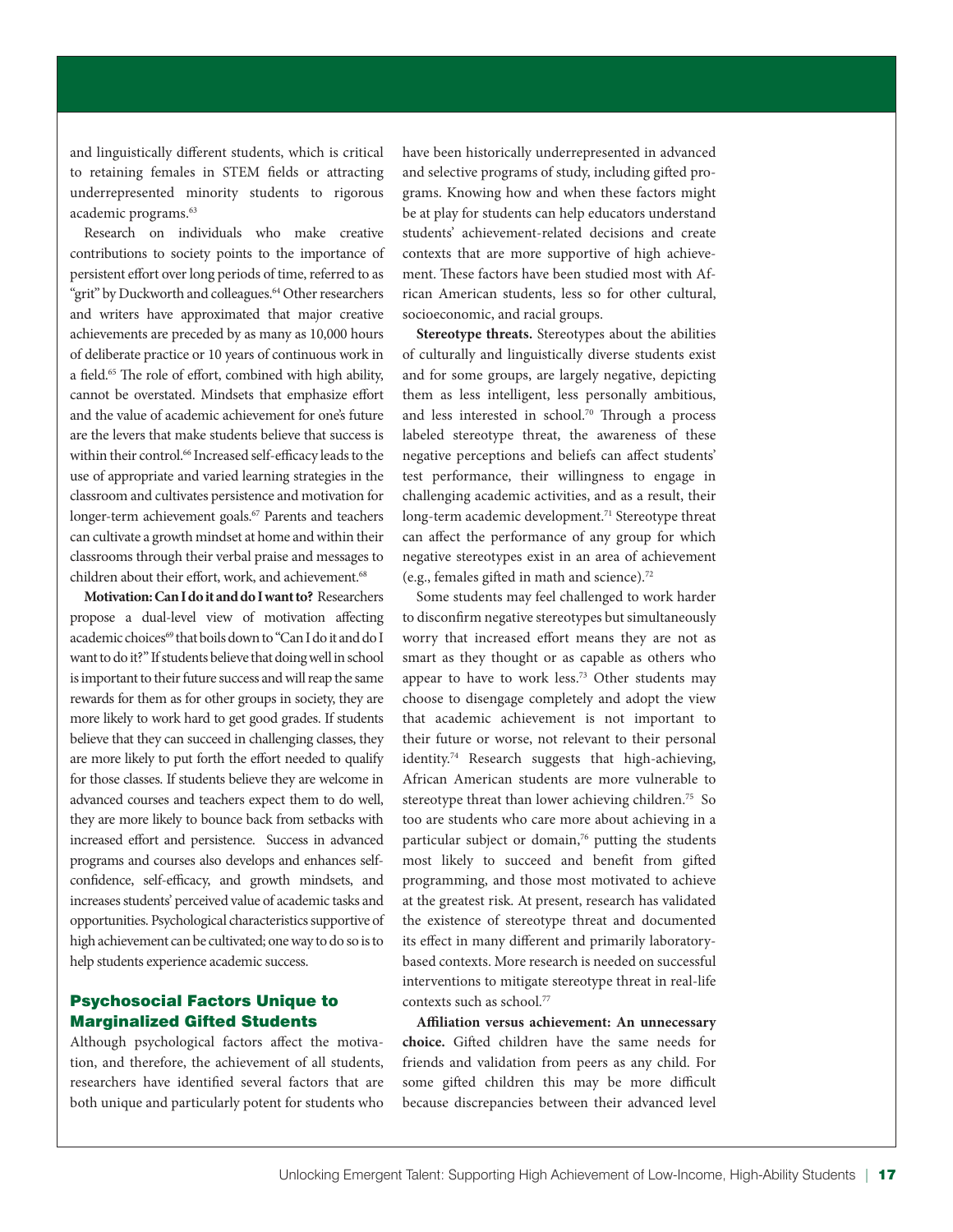and linguistically different students, which is critical to retaining females in STEM fields or attracting underrepresented minority students to rigorous academic programs.[63]

Research on individuals who make creative contributions to society points to the importance of persistent effort over long periods of time, referred to as "grit" by Duckworth and colleagues.[64] Other researchers and writers have approximated that major creative achievements are preceded by as many as 10,000 hours of deliberate practice or 10 years of continuous work in a field.[65] The role of effort, combined with high ability, cannot be overstated. Mindsets that emphasize effort and the value of academic achievement for one's future are the levers that make students believe that success is within their control.[66] Increased self-efficacy leads to the use of appropriate and varied learning strategies in the classroom and cultivates persistence and motivation for longer-term achievement goals.[67] Parents and teachers can cultivate a growth mindset at home and within their classrooms through their verbal praise and messages to children about their effort, work, and achievement.[68]

**Motivation: Can I do it and do I want to?** Researchers propose a dual-level view of motivation affecting academic choices[69] that boils down to "Can I do it and do I want to do it?" If students believe that doing well in school is important to their future success and will reap the same rewards for them as for other groups in society, they are more likely to work hard to get good grades. If students believe that they can succeed in challenging classes, they are more likely to put forth the effort needed to qualify for those classes. If students believe they are welcome in advanced courses and teachers expect them to do well, they are more likely to bounce back from setbacks with increased effort and persistence. Success in advanced programs and courses also develops and enhances self-confidence, self-efficacy, and growth mindsets, and increases students' perceived value of academic tasks and opportunities. Psychological characteristics supportive of high achievement can be cultivated; one way to do so is to help students experience academic success.

## Psychosocial Factors Unique to Marginalized Gifted Students

Although psychological factors affect the motivation, and therefore, the achievement of all students, researchers have identified several factors that are both unique and particularly potent for students who have been historically underrepresented in advanced and selective programs of study, including gifted programs. Knowing how and when these factors might be at play for students can help educators understand students' achievement-related decisions and create contexts that are more supportive of high achievement. These factors have been studied most with African American students, less so for other cultural, socioeconomic, and racial groups.

**Stereotype threats.** Stereotypes about the abilities of culturally and linguistically diverse students exist and for some groups, are largely negative, depicting them as less intelligent, less personally ambitious, and less interested in school.[70] Through a process labeled stereotype threat, the awareness of these negative perceptions and beliefs can affect students' test performance, their willingness to engage in challenging academic activities, and as a result, their long-term academic development.[71] Stereotype threat can affect the performance of any group for which negative stereotypes exist in an area of achievement (e.g., females gifted in math and science).[72]

Some students may feel challenged to work harder to disconfirm negative stereotypes but simultaneously worry that increased effort means they are not as smart as they thought or as capable as others who appear to have to work less.[73] Other students may choose to disengage completely and adopt the view that academic achievement is not important to their future or worse, not relevant to their personal identity.[74] Research suggests that high-achieving, African American students are more vulnerable to stereotype threat than lower achieving children.[75] So too are students who care more about achieving in a particular subject or domain,[76] putting the students most likely to succeed and benefit from gifted programming, and those most motivated to achieve at the greatest risk. At present, research has validated the existence of stereotype threat and documented its effect in many different and primarily laboratory-based contexts. More research is needed on successful interventions to mitigate stereotype threat in real-life contexts such as school.[77]

**Affiliation versus achievement: An unnecessary choice.** Gifted children have the same needs for friends and validation from peers as any child. For some gifted children this may be more difficult because discrepancies between their advanced level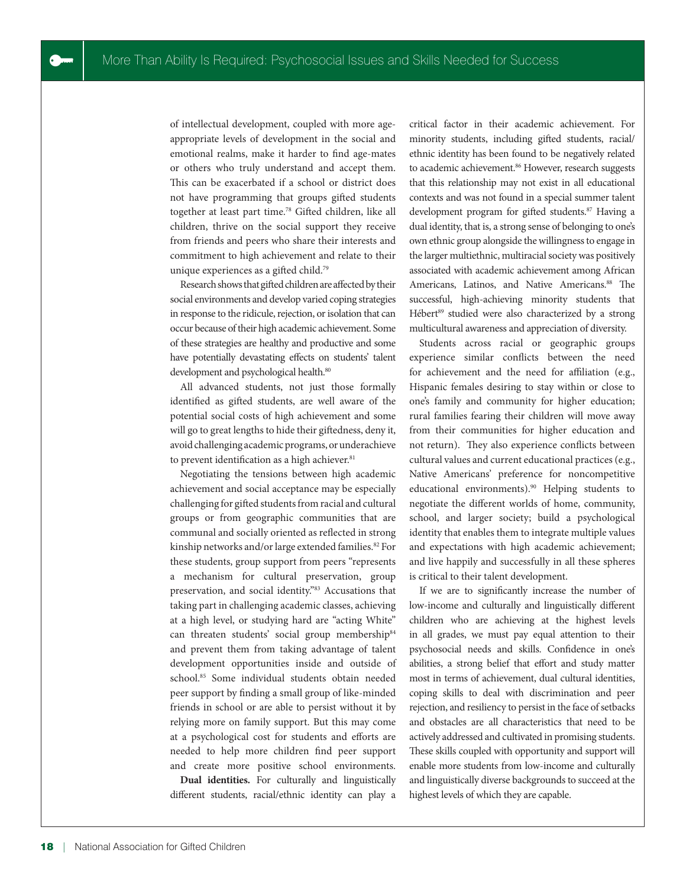of intellectual development, coupled with more age-appropriate levels of development in the social and emotional realms, make it harder to find age-mates or others who truly understand and accept them. This can be exacerbated if a school or district does not have programming that groups gifted students together at least part time.[78] Gifted children, like all children, thrive on the social support they receive from friends and peers who share their interests and commitment to high achievement and relate to their unique experiences as a gifted child.[79]

Research shows that gifted children are affected by their social environments and develop varied coping strategies in response to the ridicule, rejection, or isolation that can occur because of their high academic achievement. Some of these strategies are healthy and productive and some have potentially devastating effects on students' talent development and psychological health.[80]

All advanced students, not just those formally identified as gifted students, are well aware of the potential social costs of high achievement and some will go to great lengths to hide their giftedness, deny it, avoid challenging academic programs, or underachieve to prevent identification as a high achiever.[81]

Negotiating the tensions between high academic achievement and social acceptance may be especially challenging for gifted students from racial and cultural groups or from geographic communities that are communal and socially oriented as reflected in strong kinship networks and/or large extended families.[82] For these students, group support from peers "represents a mechanism for cultural preservation, group preservation, and social identity."[83] Accusations that taking part in challenging academic classes, achieving at a high level, or studying hard are "acting White" can threaten students' social group membership[84] and prevent them from taking advantage of talent development opportunities inside and outside of school.[85] Some individual students obtain needed peer support by finding a small group of like-minded friends in school or are able to persist without it by relying more on family support. But this may come at a psychological cost for students and efforts are needed to help more children find peer support and create more positive school environments.

**Dual identities.** For culturally and linguistically different students, racial/ethnic identity can play a critical factor in their academic achievement. For minority students, including gifted students, racial/ethnic identity has been found to be negatively related to academic achievement.[86] However, research suggests that this relationship may not exist in all educational contexts and was not found in a special summer talent development program for gifted students.[87] Having a dual identity, that is, a strong sense of belonging to one's own ethnic group alongside the willingness to engage in the larger multiethnic, multiracial society was positively associated with academic achievement among African Americans, Latinos, and Native Americans.[88] The successful, high-achieving minority students that Hébert[89] studied were also characterized by a strong multicultural awareness and appreciation of diversity.

Students across racial or geographic groups experience similar conflicts between the need for achievement and the need for affiliation (e.g., Hispanic females desiring to stay within or close to one's family and community for higher education; rural families fearing their children will move away from their communities for higher education and not return). They also experience conflicts between cultural values and current educational practices (e.g., Native Americans' preference for noncompetitive educational environments).[90] Helping students to negotiate the different worlds of home, community, school, and larger society; build a psychological identity that enables them to integrate multiple values and expectations with high academic achievement; and live happily and successfully in all these spheres is critical to their talent development.

If we are to significantly increase the number of low-income and culturally and linguistically different children who are achieving at the highest levels in all grades, we must pay equal attention to their psychosocial needs and skills. Confidence in one's abilities, a strong belief that effort and study matter most in terms of achievement, dual cultural identities, coping skills to deal with discrimination and peer rejection, and resiliency to persist in the face of setbacks and obstacles are all characteristics that need to be actively addressed and cultivated in promising students. These skills coupled with opportunity and support will enable more students from low-income and culturally and linguistically diverse backgrounds to succeed at the highest levels of which they are capable.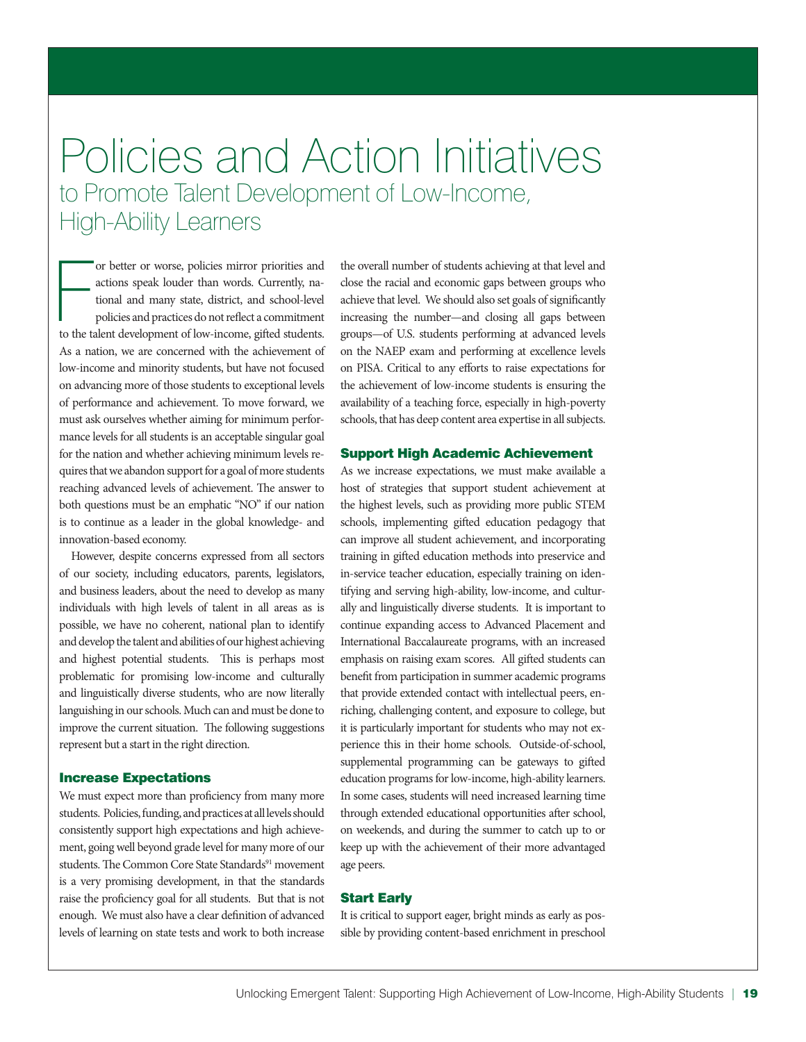# Policies and Action Initiatives

## to Promote Talent Development of Low-Income, High-Ability Learners

For better or worse, policies mirror priorities and actions speak louder than words. Currently, national and many state, district, and school-level policies and practices do not reflect a commitment to the talent development of low-income, gifted students. As a nation, we are concerned with the achievement of low-income and minority students, but have not focused on advancing more of those students to exceptional levels of performance and achievement. To move forward, we must ask ourselves whether aiming for minimum performance levels for all students is an acceptable singular goal for the nation and whether achieving minimum levels requires that we abandon support for a goal of more students reaching advanced levels of achievement. The answer to both questions must be an emphatic "NO" if our nation is to continue as a leader in the global knowledge- and innovation-based economy.

However, despite concerns expressed from all sectors of our society, including educators, parents, legislators, and business leaders, about the need to develop as many individuals with high levels of talent in all areas as is possible, we have no coherent, national plan to identify and develop the talent and abilities of our highest achieving and highest potential students. This is perhaps most problematic for promising low-income and culturally and linguistically diverse students, who are now literally languishing in our schools. Much can and must be done to improve the current situation. The following suggestions represent but a start in the right direction.

### Increase Expectations

We must expect more than proficiency from many more students. Policies, funding, and practices at all levels should consistently support high expectations and high achievement, going well beyond grade level for many more of our students. The Common Core State Standards[91] movement is a very promising development, in that the standards raise the proficiency goal for all students. But that is not enough. We must also have a clear definition of advanced levels of learning on state tests and work to both increase the overall number of students achieving at that level and close the racial and economic gaps between groups who achieve that level. We should also set goals of significantly increasing the number—and closing all gaps between groups—of U.S. students performing at advanced levels on the NAEP exam and performing at excellence levels on PISA. Critical to any efforts to raise expectations for the achievement of low-income students is ensuring the availability of a teaching force, especially in high-poverty schools, that has deep content area expertise in all subjects.

### Support High Academic Achievement

As we increase expectations, we must make available a host of strategies that support student achievement at the highest levels, such as providing more public STEM schools, implementing gifted education pedagogy that can improve all student achievement, and incorporating training in gifted education methods into preservice and in-service teacher education, especially training on identifying and serving high-ability, low-income, and culturally and linguistically diverse students. It is important to continue expanding access to Advanced Placement and International Baccalaureate programs, with an increased emphasis on raising exam scores. All gifted students can benefit from participation in summer academic programs that provide extended contact with intellectual peers, enriching, challenging content, and exposure to college, but it is particularly important for students who may not experience this in their home schools. Outside-of-school, supplemental programming can be gateways to gifted education programs for low-income, high-ability learners. In some cases, students will need increased learning time through extended educational opportunities after school, on weekends, and during the summer to catch up to or keep up with the achievement of their more advantaged age peers.

### Start Early

It is critical to support eager, bright minds as early as possible by providing content-based enrichment in preschool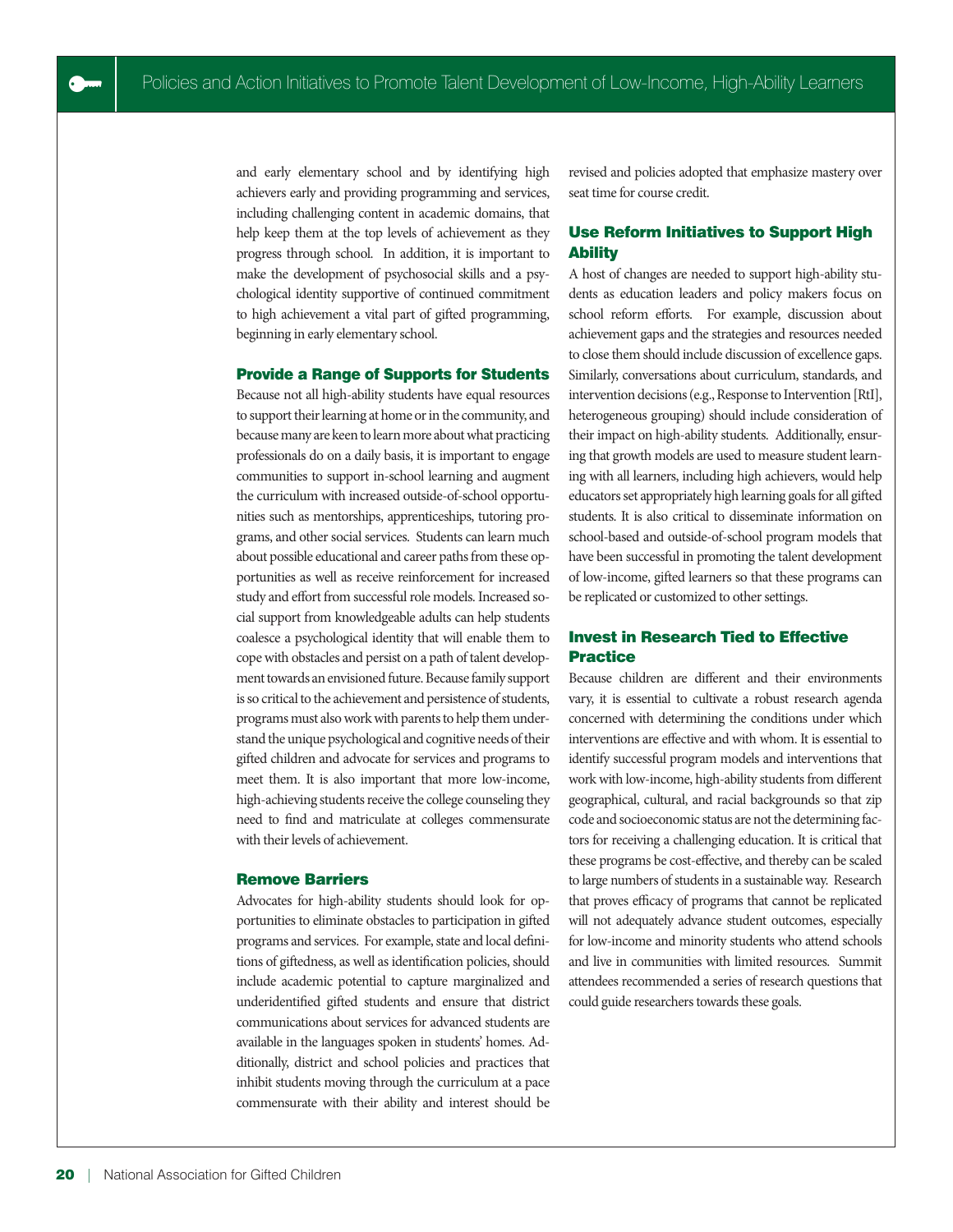and early elementary school and by identifying high achievers early and providing programming and services, including challenging content in academic domains, that help keep them at the top levels of achievement as they progress through school. In addition, it is important to make the development of psychosocial skills and a psychological identity supportive of continued commitment to high achievement a vital part of gifted programming, beginning in early elementary school.

### Provide a Range of Supports for Students

Because not all high-ability students have equal resources to support their learning at home or in the community, and because many are keen to learn more about what practicing professionals do on a daily basis, it is important to engage communities to support in-school learning and augment the curriculum with increased outside-of-school opportunities such as mentorships, apprenticeships, tutoring programs, and other social services. Students can learn much about possible educational and career paths from these opportunities as well as receive reinforcement for increased study and effort from successful role models. Increased social support from knowledgeable adults can help students coalesce a psychological identity that will enable them to cope with obstacles and persist on a path of talent development towards an envisioned future. Because family support is so critical to the achievement and persistence of students, programs must also work with parents to help them understand the unique psychological and cognitive needs of their gifted children and advocate for services and programs to meet them. It is also important that more low-income, high-achieving students receive the college counseling they need to find and matriculate at colleges commensurate with their levels of achievement.

### Remove Barriers

Advocates for high-ability students should look for opportunities to eliminate obstacles to participation in gifted programs and services. For example, state and local definitions of giftedness, as well as identification policies, should include academic potential to capture marginalized and underidentified gifted students and ensure that district communications about services for advanced students are available in the languages spoken in students' homes. Additionally, district and school policies and practices that inhibit students moving through the curriculum at a pace commensurate with their ability and interest should be revised and policies adopted that emphasize mastery over seat time for course credit.

### Use Reform Initiatives to Support High Ability

A host of changes are needed to support high-ability students as education leaders and policy makers focus on school reform efforts. For example, discussion about achievement gaps and the strategies and resources needed to close them should include discussion of excellence gaps. Similarly, conversations about curriculum, standards, and intervention decisions (e.g., Response to Intervention [RtI], heterogeneous grouping) should include consideration of their impact on high-ability students. Additionally, ensuring that growth models are used to measure student learning with all learners, including high achievers, would help educators set appropriately high learning goals for all gifted students. It is also critical to disseminate information on school-based and outside-of-school program models that have been successful in promoting the talent development of low-income, gifted learners so that these programs can be replicated or customized to other settings.

### Invest in Research Tied to Effective Practice

Because children are different and their environments vary, it is essential to cultivate a robust research agenda concerned with determining the conditions under which interventions are effective and with whom. It is essential to identify successful program models and interventions that work with low-income, high-ability students from different geographical, cultural, and racial backgrounds so that zip code and socioeconomic status are not the determining factors for receiving a challenging education. It is critical that these programs be cost-effective, and thereby can be scaled to large numbers of students in a sustainable way. Research that proves efficacy of programs that cannot be replicated will not adequately advance student outcomes, especially for low-income and minority students who attend schools and live in communities with limited resources. Summit attendees recommended a series of research questions that could guide researchers towards these goals.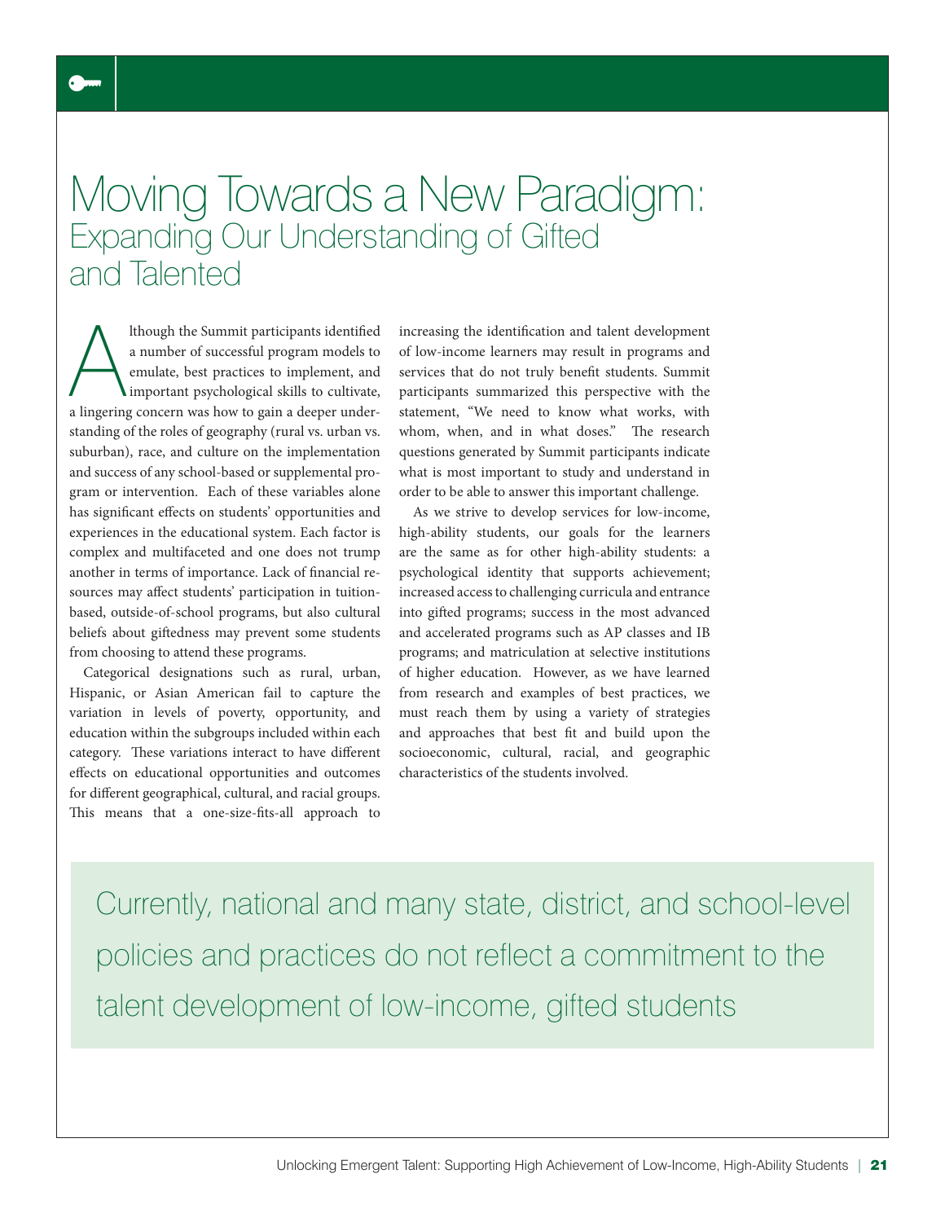# Moving Towards a New Paradigm:
## Expanding Our Understanding of Gifted and Talented

Although the Summit participants identified a number of successful program models to emulate, best practices to implement, and important psychological skills to cultivate, a lingering concern was how to gain a deeper understanding of the roles of geography (rural vs. urban vs. suburban), race, and culture on the implementation and success of any school-based or supplemental program or intervention. Each of these variables alone has significant effects on students' opportunities and experiences in the educational system. Each factor is complex and multifaceted and one does not trump another in terms of importance. Lack of financial resources may affect students' participation in tuition-based, outside-of-school programs, but also cultural beliefs about giftedness may prevent some students from choosing to attend these programs.

Categorical designations such as rural, urban, Hispanic, or Asian American fail to capture the variation in levels of poverty, opportunity, and education within the subgroups included within each category. These variations interact to have different effects on educational opportunities and outcomes for different geographical, cultural, and racial groups. This means that a one-size-fits-all approach to increasing the identification and talent development of low-income learners may result in programs and services that do not truly benefit students. Summit participants summarized this perspective with the statement, "We need to know what works, with whom, when, and in what doses." The research questions generated by Summit participants indicate what is most important to study and understand in order to be able to answer this important challenge.

As we strive to develop services for low-income, high-ability students, our goals for the learners are the same as for other high-ability students: a psychological identity that supports achievement; increased access to challenging curricula and entrance into gifted programs; success in the most advanced and accelerated programs such as AP classes and IB programs; and matriculation at selective institutions of higher education. However, as we have learned from research and examples of best practices, we must reach them by using a variety of strategies and approaches that best fit and build upon the socioeconomic, cultural, racial, and geographic characteristics of the students involved.

> Currently, national and many state, district, and school-level policies and practices do not reflect a commitment to the talent development of low-income, gifted students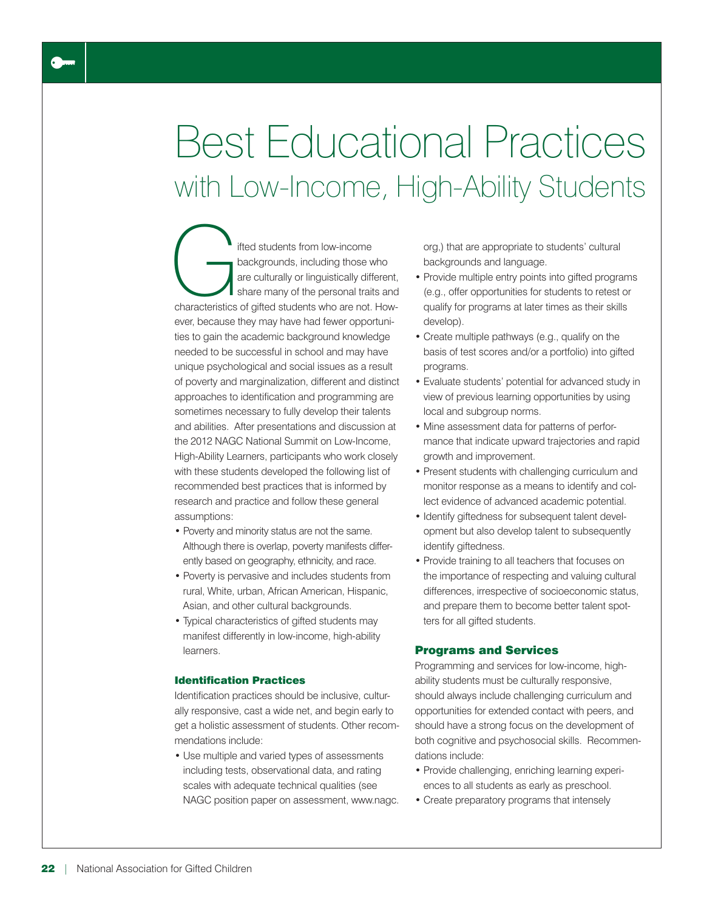# Best Educational Practices
## with Low-Income, High-Ability Students

Gifted students from low-income backgrounds, including those who are culturally or linguistically different, share many of the personal traits and characteristics of gifted students who are not. However, because they may have had fewer opportunities to gain the academic background knowledge needed to be successful in school and may have unique psychological and social issues as a result of poverty and marginalization, different and distinct approaches to identification and programming are sometimes necessary to fully develop their talents and abilities. After presentations and discussion at the 2012 NAGC National Summit on Low-Income, High-Ability Learners, participants who work closely with these students developed the following list of recommended best practices that is informed by research and practice and follow these general assumptions:

- Poverty and minority status are not the same. Although there is overlap, poverty manifests differently based on geography, ethnicity, and race.
- Poverty is pervasive and includes students from rural, White, urban, African American, Hispanic, Asian, and other cultural backgrounds.
- Typical characteristics of gifted students may manifest differently in low-income, high-ability learners.

### Identification Practices

Identification practices should be inclusive, culturally responsive, cast a wide net, and begin early to get a holistic assessment of students. Other recommendations include:

- Use multiple and varied types of assessments including tests, observational data, and rating scales with adequate technical qualities (see NAGC position paper on assessment, www.nagc.org,) that are appropriate to students' cultural backgrounds and language.
- Provide multiple entry points into gifted programs (e.g., offer opportunities for students to retest or qualify for programs at later times as their skills develop).
- Create multiple pathways (e.g., qualify on the basis of test scores and/or a portfolio) into gifted programs.
- Evaluate students' potential for advanced study in view of previous learning opportunities by using local and subgroup norms.
- Mine assessment data for patterns of performance that indicate upward trajectories and rapid growth and improvement.
- Present students with challenging curriculum and monitor response as a means to identify and collect evidence of advanced academic potential.
- Identify giftedness for subsequent talent development but also develop talent to subsequently identify giftedness.
- Provide training to all teachers that focuses on the importance of respecting and valuing cultural differences, irrespective of socioeconomic status, and prepare them to become better talent spotters for all gifted students.

### Programs and Services

Programming and services for low-income, high-ability students must be culturally responsive, should always include challenging curriculum and opportunities for extended contact with peers, and should have a strong focus on the development of both cognitive and psychosocial skills. Recommendations include:

- Provide challenging, enriching learning experiences to all students as early as preschool.
- Create preparatory programs that intensely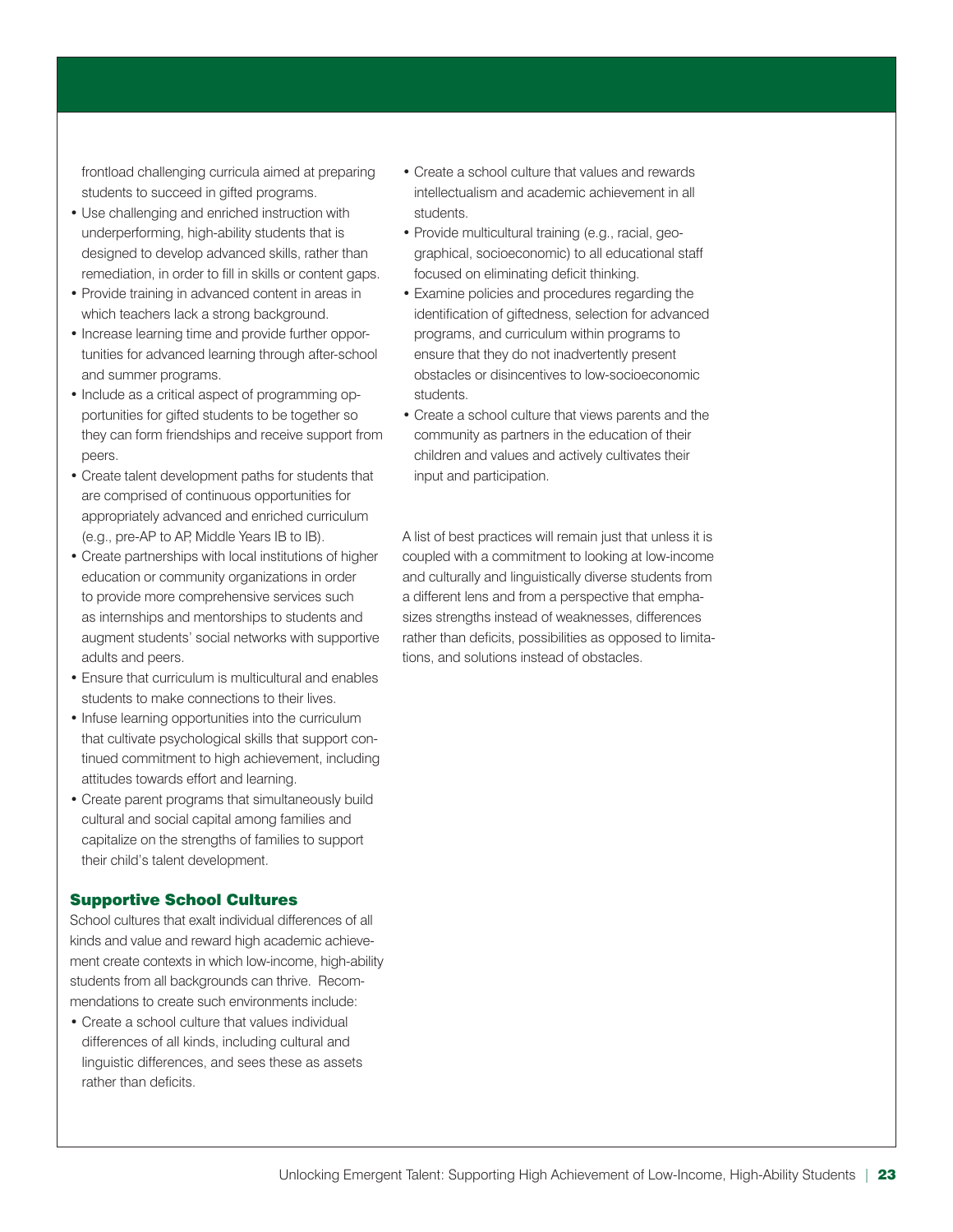frontload challenging curricula aimed at preparing students to succeed in gifted programs.

- Use challenging and enriched instruction with underperforming, high-ability students that is designed to develop advanced skills, rather than remediation, in order to fill in skills or content gaps.
- Provide training in advanced content in areas in which teachers lack a strong background.
- Increase learning time and provide further opportunities for advanced learning through after-school and summer programs.
- Include as a critical aspect of programming opportunities for gifted students to be together so they can form friendships and receive support from peers.
- Create talent development paths for students that are comprised of continuous opportunities for appropriately advanced and enriched curriculum (e.g., pre-AP to AP, Middle Years IB to IB).
- Create partnerships with local institutions of higher education or community organizations in order to provide more comprehensive services such as internships and mentorships to students and augment students' social networks with supportive adults and peers.
- Ensure that curriculum is multicultural and enables students to make connections to their lives.
- Infuse learning opportunities into the curriculum that cultivate psychological skills that support continued commitment to high achievement, including attitudes towards effort and learning.
- Create parent programs that simultaneously build cultural and social capital among families and capitalize on the strengths of families to support their child's talent development.

### Supportive School Cultures

School cultures that exalt individual differences of all kinds and value and reward high academic achievement create contexts in which low-income, high-ability students from all backgrounds can thrive. Recommendations to create such environments include:

- Create a school culture that values individual differences of all kinds, including cultural and linguistic differences, and sees these as assets rather than deficits.
- Create a school culture that values and rewards intellectualism and academic achievement in all students.
- Provide multicultural training (e.g., racial, geographical, socioeconomic) to all educational staff focused on eliminating deficit thinking.
- Examine policies and procedures regarding the identification of giftedness, selection for advanced programs, and curriculum within programs to ensure that they do not inadvertently present obstacles or disincentives to low-socioeconomic students.
- Create a school culture that views parents and the community as partners in the education of their children and values and actively cultivates their input and participation.

A list of best practices will remain just that unless it is coupled with a commitment to looking at low-income and culturally and linguistically diverse students from a different lens and from a perspective that emphasizes strengths instead of weaknesses, differences rather than deficits, possibilities as opposed to limitations, and solutions instead of obstacles.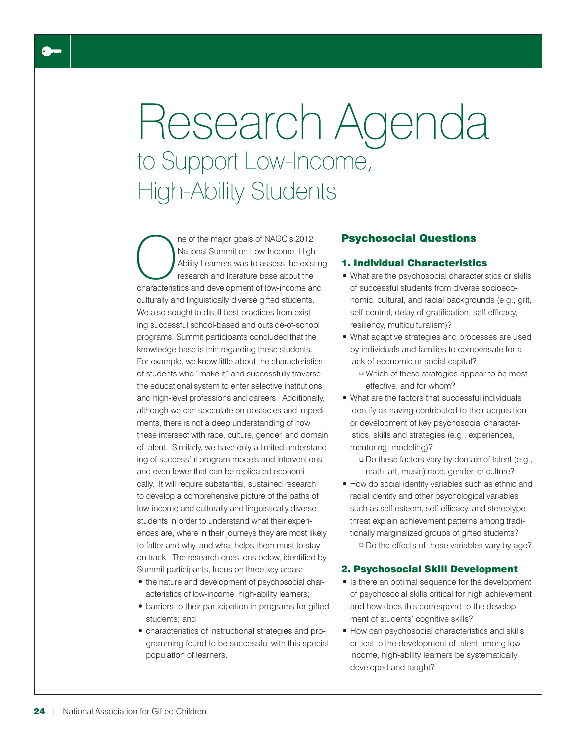# Research Agenda

## to Support Low-Income, High-Ability Students

One of the major goals of NAGC's 2012 National Summit on Low-Income, High-Ability Learners was to assess the existing research and literature base about the characteristics and development of low-income and culturally and linguistically diverse gifted students. We also sought to distill best practices from existing successful school-based and outside-of-school programs. Summit participants concluded that the knowledge base is thin regarding these students. For example, we know little about the characteristics of students who "make it" and successfully traverse the educational system to enter selective institutions and high-level professions and careers. Additionally, although we can speculate on obstacles and impediments, there is not a deep understanding of how these intersect with race, culture, gender, and domain of talent. Similarly, we have only a limited understanding of successful program models and interventions and even fewer that can be replicated economically. It will require substantial, sustained research to develop a comprehensive picture of the paths of low-income and culturally and linguistically diverse students in order to understand what their experiences are, where in their journeys they are most likely to falter and why, and what helps them most to stay on track. The research questions below, identified by Summit participants, focus on three key areas:

- the nature and development of psychosocial characteristics of low-income, high-ability learners;
- barriers to their participation in programs for gifted students; and
- characteristics of instructional strategies and programming found to be successful with this special population of learners.

## Psychosocial Questions

### 1. Individual Characteristics

- What are the psychosocial characteristics or skills of successful students from diverse socioeconomic, cultural, and racial backgrounds (e.g., grit, self-control, delay of gratification, self-efficacy, resiliency, multiculturalism)?
- What adaptive strategies and processes are used by individuals and families to compensate for a lack of economic or social capital?
  - Which of these strategies appear to be most effective, and for whom?
- What are the factors that successful individuals identify as having contributed to their acquisition or development of key psychosocial characteristics, skills and strategies (e.g., experiences, mentoring, modeling)?
  - Do these factors vary by domain of talent (e.g., math, art, music) race, gender, or culture?
- How do social identity variables such as ethnic and racial identity and other psychological variables such as self-esteem, self-efficacy, and stereotype threat explain achievement patterns among traditionally marginalized groups of gifted students?
  - Do the effects of these variables vary by age?

### 2. Psychosocial Skill Development

- Is there an optimal sequence for the development of psychosocial skills critical for high achievement and how does this correspond to the development of students' cognitive skills?
- How can psychosocial characteristics and skills critical to the development of talent among low-income, high-ability learners be systematically developed and taught?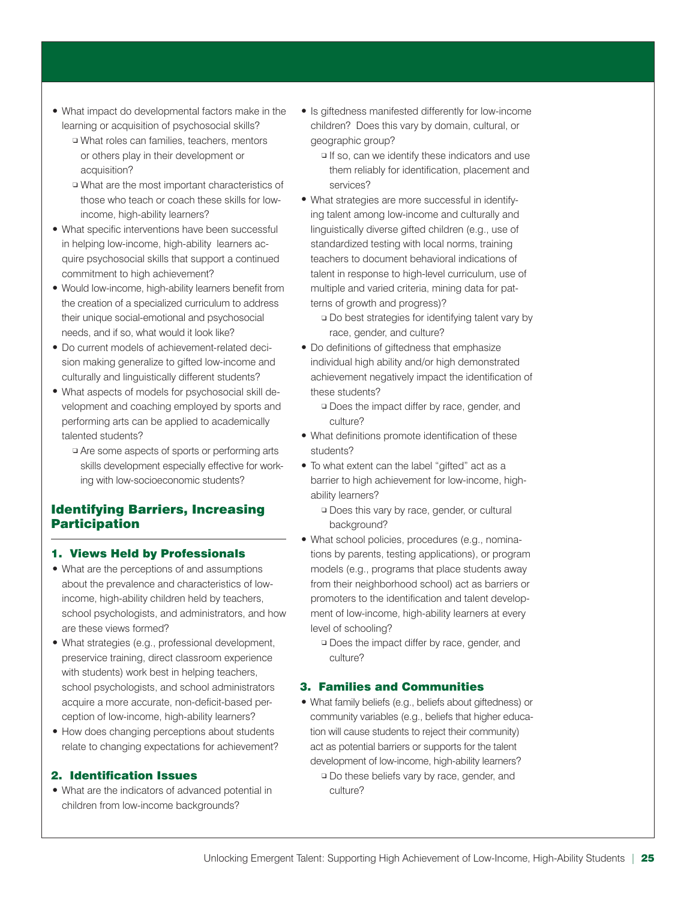- What impact do developmental factors make in the learning or acquisition of psychosocial skills?
  - What roles can families, teachers, mentors or others play in their development or acquisition?
  - What are the most important characteristics of those who teach or coach these skills for low-income, high-ability learners?
- What specific interventions have been successful in helping low-income, high-ability learners acquire psychosocial skills that support a continued commitment to high achievement?
- Would low-income, high-ability learners benefit from the creation of a specialized curriculum to address their unique social-emotional and psychosocial needs, and if so, what would it look like?
- Do current models of achievement-related decision making generalize to gifted low-income and culturally and linguistically different students?
- What aspects of models for psychosocial skill development and coaching employed by sports and performing arts can be applied to academically talented students?
  - Are some aspects of sports or performing arts skills development especially effective for working with low-socioeconomic students?

## Identifying Barriers, Increasing Participation

### 1. Views Held by Professionals

- What are the perceptions of and assumptions about the prevalence and characteristics of low-income, high-ability children held by teachers, school psychologists, and administrators, and how are these views formed?
- What strategies (e.g., professional development, preservice training, direct classroom experience with students) work best in helping teachers, school psychologists, and school administrators acquire a more accurate, non-deficit-based perception of low-income, high-ability learners?
- How does changing perceptions about students relate to changing expectations for achievement?

### 2. Identification Issues

- What are the indicators of advanced potential in children from low-income backgrounds?
- Is giftedness manifested differently for low-income children? Does this vary by domain, cultural, or geographic group?
  - If so, can we identify these indicators and use them reliably for identification, placement and services?
- What strategies are more successful in identifying talent among low-income and culturally and linguistically diverse gifted children (e.g., use of standardized testing with local norms, training teachers to document behavioral indications of talent in response to high-level curriculum, use of multiple and varied criteria, mining data for patterns of growth and progress)?
  - Do best strategies for identifying talent vary by race, gender, and culture?
- Do definitions of giftedness that emphasize individual high ability and/or high demonstrated achievement negatively impact the identification of these students?
  - Does the impact differ by race, gender, and culture?
- What definitions promote identification of these students?
- To what extent can the label "gifted" act as a barrier to high achievement for low-income, high-ability learners?
  - Does this vary by race, gender, or cultural background?
- What school policies, procedures (e.g., nominations by parents, testing applications), or program models (e.g., programs that place students away from their neighborhood school) act as barriers or promoters to the identification and talent development of low-income, high-ability learners at every level of schooling?
  - Does the impact differ by race, gender, and culture?

### 3. Families and Communities

- What family beliefs (e.g., beliefs about giftedness) or community variables (e.g., beliefs that higher education will cause students to reject their community) act as potential barriers or supports for the talent development of low-income, high-ability learners?
  - Do these beliefs vary by race, gender, and culture?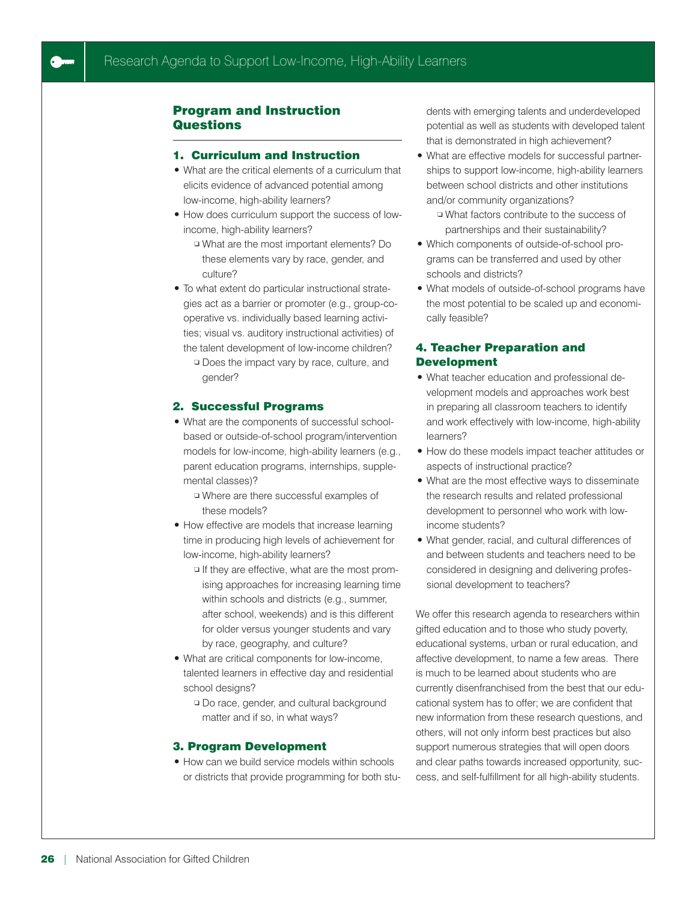## Program and Instruction Questions

### 1. Curriculum and Instruction

- What are the critical elements of a curriculum that elicits evidence of advanced potential among low-income, high-ability learners?
- How does curriculum support the success of low-income, high-ability learners?
  - What are the most important elements? Do these elements vary by race, gender, and culture?
- To what extent do particular instructional strategies act as a barrier or promoter (e.g., group-cooperative vs. individually based learning activities; visual vs. auditory instructional activities) of the talent development of low-income children?
  - Does the impact vary by race, culture, and gender?

### 2. Successful Programs

- What are the components of successful school-based or outside-of-school program/intervention models for low-income, high-ability learners (e.g., parent education programs, internships, supplemental classes)?
  - Where are there successful examples of these models?
- How effective are models that increase learning time in producing high levels of achievement for low-income, high-ability learners?
  - If they are effective, what are the most promising approaches for increasing learning time within schools and districts (e.g., summer, after school, weekends) and is this different for older versus younger students and vary by race, geography, and culture?
- What are critical components for low-income, talented learners in effective day and residential school designs?
  - Do race, gender, and cultural background matter and if so, in what ways?

### 3. Program Development

- How can we build service models within schools or districts that provide programming for both students with emerging talents and underdeveloped potential as well as students with developed talent that is demonstrated in high achievement?
- What are effective models for successful partnerships to support low-income, high-ability learners between school districts and other institutions and/or community organizations?
  - What factors contribute to the success of partnerships and their sustainability?
- Which components of outside-of-school programs can be transferred and used by other schools and districts?
- What models of outside-of-school programs have the most potential to be scaled up and economically feasible?

### 4. Teacher Preparation and Development

- What teacher education and professional development models and approaches work best in preparing all classroom teachers to identify and work effectively with low-income, high-ability learners?
- How do these models impact teacher attitudes or aspects of instructional practice?
- What are the most effective ways to disseminate the research results and related professional development to personnel who work with low-income students?
- What gender, racial, and cultural differences of and between students and teachers need to be considered in designing and delivering professional development to teachers?

We offer this research agenda to researchers within gifted education and to those who study poverty, educational systems, urban or rural education, and affective development, to name a few areas. There is much to be learned about students who are currently disenfranchised from the best that our educational system has to offer; we are confident that new information from these research questions, and others, will not only inform best practices but also support numerous strategies that will open doors and clear paths towards increased opportunity, success, and self-fulfillment for all high-ability students.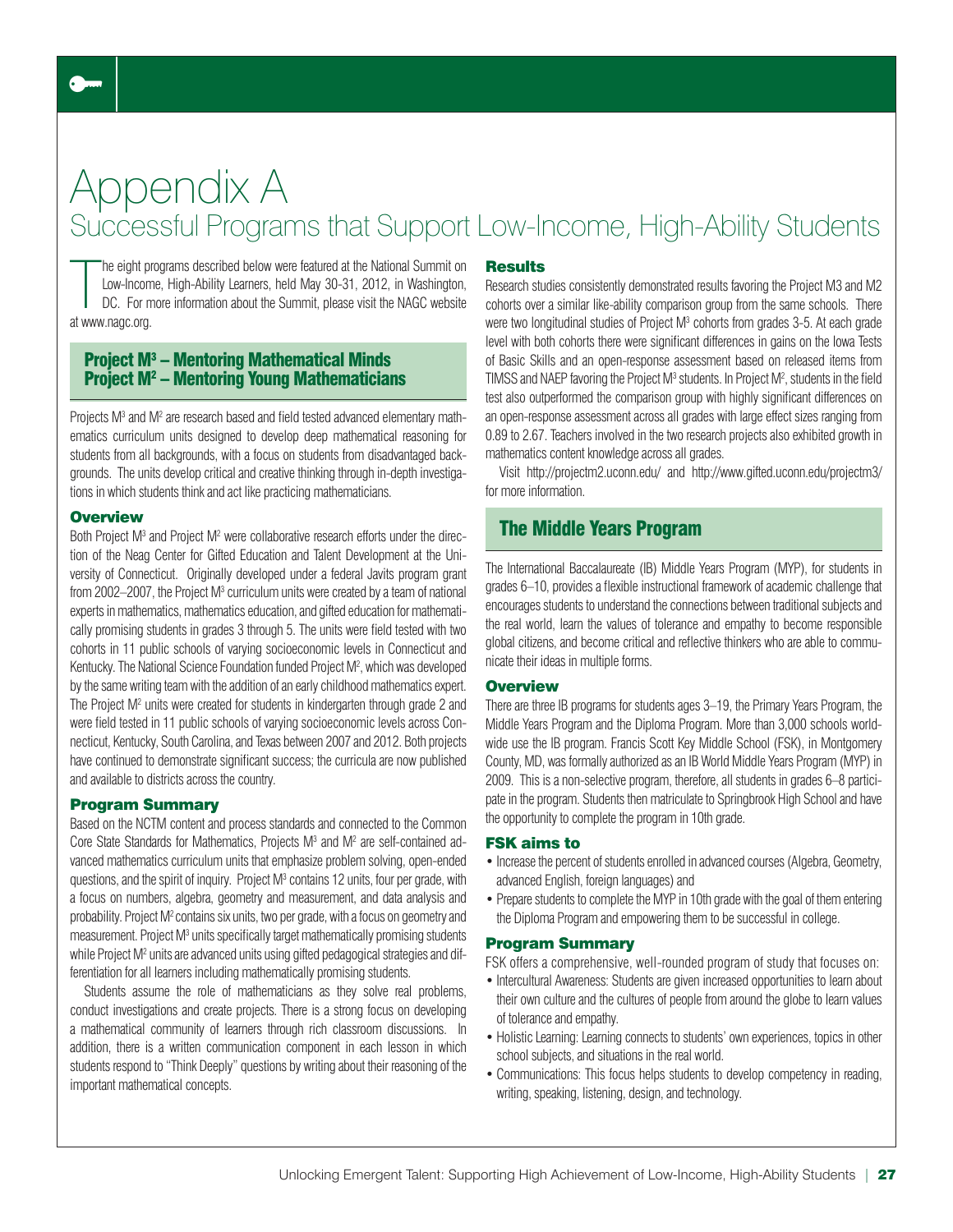# Appendix A

## Successful Programs that Support Low-Income, High-Ability Students

The eight programs described below were featured at the National Summit on Low-Income, High-Ability Learners, held May 30-31, 2012, in Washington, DC. For more information about the Summit, please visit the NAGC website at www.nagc.org.

## Project M³ – Mentoring Mathematical Minds
## Project M² – Mentoring Young Mathematicians

Projects M³ and M² are research based and field tested advanced elementary mathematics curriculum units designed to develop deep mathematical reasoning for students from all backgrounds, with a focus on students from disadvantaged backgrounds. The units develop critical and creative thinking through in-depth investigations in which students think and act like practicing mathematicians.

### Overview

Both Project M³ and Project M² were collaborative research efforts under the direction of the Neag Center for Gifted Education and Talent Development at the University of Connecticut. Originally developed under a federal Javits program grant from 2002–2007, the Project M³ curriculum units were created by a team of national experts in mathematics, mathematics education, and gifted education for mathematically promising students in grades 3 through 5. The units were field tested with two cohorts in 11 public schools of varying socioeconomic levels in Connecticut and Kentucky. The National Science Foundation funded Project M², which was developed by the same writing team with the addition of an early childhood mathematics expert. The Project M² units were created for students in kindergarten through grade 2 and were field tested in 11 public schools of varying socioeconomic levels across Connecticut, Kentucky, South Carolina, and Texas between 2007 and 2012. Both projects have continued to demonstrate significant success; the curricula are now published and available to districts across the country.

### Program Summary

Based on the NCTM content and process standards and connected to the Common Core State Standards for Mathematics, Projects M³ and M² are self-contained advanced mathematics curriculum units that emphasize problem solving, open-ended questions, and the spirit of inquiry. Project M³ contains 12 units, four per grade, with a focus on numbers, algebra, geometry and measurement, and data analysis and probability. Project M² contains six units, two per grade, with a focus on geometry and measurement. Project M³ units specifically target mathematically promising students while Project M² units are advanced units using gifted pedagogical strategies and differentiation for all learners including mathematically promising students.

Students assume the role of mathematicians as they solve real problems, conduct investigations and create projects. There is a strong focus on developing a mathematical community of learners through rich classroom discussions. In addition, there is a written communication component in each lesson in which students respond to "Think Deeply" questions by writing about their reasoning of the important mathematical concepts.

### Results

Research studies consistently demonstrated results favoring the Project M3 and M2 cohorts over a similar like-ability comparison group from the same schools. There were two longitudinal studies of Project M³ cohorts from grades 3-5. At each grade level with both cohorts there were significant differences in gains on the Iowa Tests of Basic Skills and an open-response assessment based on released items from TIMSS and NAEP favoring the Project M³ students. In Project M², students in the field test also outperformed the comparison group with highly significant differences on an open-response assessment across all grades with large effect sizes ranging from 0.89 to 2.67. Teachers involved in the two research projects also exhibited growth in mathematics content knowledge across all grades.

Visit http://projectm2.uconn.edu/ and http://www.gifted.uconn.edu/projectm3/ for more information.

## The Middle Years Program

The International Baccalaureate (IB) Middle Years Program (MYP), for students in grades 6–10, provides a flexible instructional framework of academic challenge that encourages students to understand the connections between traditional subjects and the real world, learn the values of tolerance and empathy to become responsible global citizens, and become critical and reflective thinkers who are able to communicate their ideas in multiple forms.

### Overview

There are three IB programs for students ages 3–19, the Primary Years Program, the Middle Years Program and the Diploma Program. More than 3,000 schools worldwide use the IB program. Francis Scott Key Middle School (FSK), in Montgomery County, MD, was formally authorized as an IB World Middle Years Program (MYP) in 2009. This is a non-selective program, therefore, all students in grades 6–8 participate in the program. Students then matriculate to Springbrook High School and have the opportunity to complete the program in 10th grade.

### FSK aims to

- Increase the percent of students enrolled in advanced courses (Algebra, Geometry, advanced English, foreign languages) and
- Prepare students to complete the MYP in 10th grade with the goal of them entering the Diploma Program and empowering them to be successful in college.

### Program Summary

FSK offers a comprehensive, well-rounded program of study that focuses on:

- Intercultural Awareness: Students are given increased opportunities to learn about their own culture and the cultures of people from around the globe to learn values of tolerance and empathy.
- Holistic Learning: Learning connects to students' own experiences, topics in other school subjects, and situations in the real world.
- Communications: This focus helps students to develop competency in reading, writing, speaking, listening, design, and technology.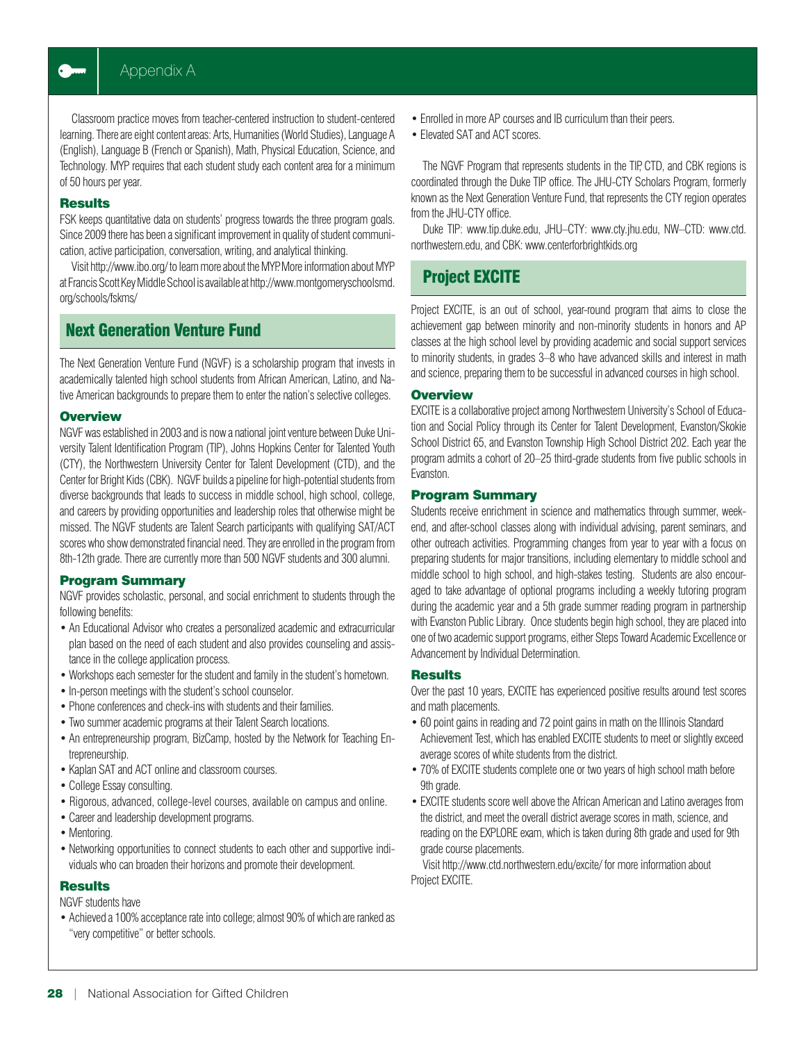Classroom practice moves from teacher-centered instruction to student-centered learning. There are eight content areas: Arts, Humanities (World Studies), Language A (English), Language B (French or Spanish), Math, Physical Education, Science, and Technology. MYP requires that each student study each content area for a minimum of 50 hours per year.

### Results

FSK keeps quantitative data on students' progress towards the three program goals. Since 2009 there has been a significant improvement in quality of student communication, active participation, conversation, writing, and analytical thinking.

Visit http://www.ibo.org/ to learn more about the MYP. More information about MYP at Francis Scott Key Middle School is available at http://www.montgomeryschoolsmd.org/schools/fskms/

## Next Generation Venture Fund

The Next Generation Venture Fund (NGVF) is a scholarship program that invests in academically talented high school students from African American, Latino, and Native American backgrounds to prepare them to enter the nation's selective colleges.

### Overview

NGVF was established in 2003 and is now a national joint venture between Duke University Talent Identification Program (TIP), Johns Hopkins Center for Talented Youth (CTY), the Northwestern University Center for Talent Development (CTD), and the Center for Bright Kids (CBK). NGVF builds a pipeline for high-potential students from diverse backgrounds that leads to success in middle school, high school, college, and careers by providing opportunities and leadership roles that otherwise might be missed. The NGVF students are Talent Search participants with qualifying SAT/ACT scores who show demonstrated financial need. They are enrolled in the program from 8th-12th grade. There are currently more than 500 NGVF students and 300 alumni.

### Program Summary

NGVF provides scholastic, personal, and social enrichment to students through the following benefits:

- An Educational Advisor who creates a personalized academic and extracurricular plan based on the need of each student and also provides counseling and assistance in the college application process.
- Workshops each semester for the student and family in the student's hometown.
- In-person meetings with the student's school counselor.
- Phone conferences and check-ins with students and their families.
- Two summer academic programs at their Talent Search locations.
- An entrepreneurship program, BizCamp, hosted by the Network for Teaching Entrepreneurship.
- Kaplan SAT and ACT online and classroom courses.
- College Essay consulting.
- Rigorous, advanced, college-level courses, available on campus and online.
- Career and leadership development programs.
- Mentoring.
- Networking opportunities to connect students to each other and supportive individuals who can broaden their horizons and promote their development.

### Results

NGVF students have

- Achieved a 100% acceptance rate into college; almost 90% of which are ranked as "very competitive" or better schools.
- Enrolled in more AP courses and IB curriculum than their peers.
- Elevated SAT and ACT scores.

The NGVF Program that represents students in the TIP, CTD, and CBK regions is coordinated through the Duke TIP office. The JHU-CTY Scholars Program, formerly known as the Next Generation Venture Fund, that represents the CTY region operates from the JHU-CTY office.

Duke TIP: www.tip.duke.edu, JHU–CTY: www.cty.jhu.edu, NW–CTD: www.ctd.northwestern.edu, and CBK: www.centerforbrightkids.org

## Project EXCITE

Project EXCITE, is an out of school, year-round program that aims to close the achievement gap between minority and non-minority students in honors and AP classes at the high school level by providing academic and social support services to minority students, in grades 3–8 who have advanced skills and interest in math and science, preparing them to be successful in advanced courses in high school.

### Overview

EXCITE is a collaborative project among Northwestern University's School of Education and Social Policy through its Center for Talent Development, Evanston/Skokie School District 65, and Evanston Township High School District 202. Each year the program admits a cohort of 20–25 third-grade students from five public schools in Evanston.

### Program Summary

Students receive enrichment in science and mathematics through summer, weekend, and after-school classes along with individual advising, parent seminars, and other outreach activities. Programming changes from year to year with a focus on preparing students for major transitions, including elementary to middle school and middle school to high school, and high-stakes testing. Students are also encouraged to take advantage of optional programs including a weekly tutoring program during the academic year and a 5th grade summer reading program in partnership with Evanston Public Library. Once students begin high school, they are placed into one of two academic support programs, either Steps Toward Academic Excellence or Advancement by Individual Determination.

### Results

Over the past 10 years, EXCITE has experienced positive results around test scores and math placements.

- 60 point gains in reading and 72 point gains in math on the Illinois Standard Achievement Test, which has enabled EXCITE students to meet or slightly exceed average scores of white students from the district.
- 70% of EXCITE students complete one or two years of high school math before 9th grade.
- EXCITE students score well above the African American and Latino averages from the district, and meet the overall district average scores in math, science, and reading on the EXPLORE exam, which is taken during 8th grade and used for 9th grade course placements.

Visit http://www.ctd.northwestern.edu/excite/ for more information about Project EXCITE.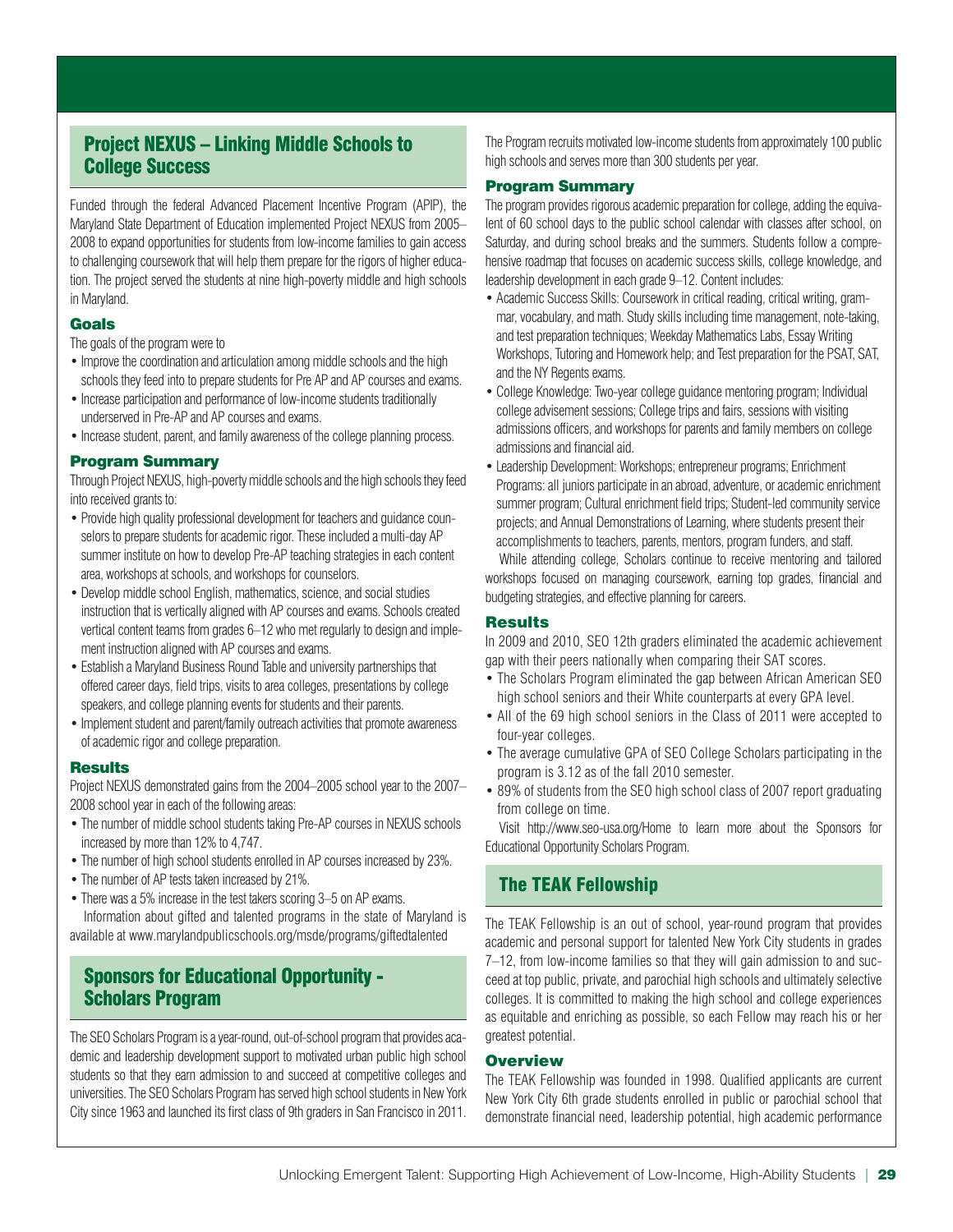## Project NEXUS – Linking Middle Schools to College Success

Funded through the federal Advanced Placement Incentive Program (APIP), the Maryland State Department of Education implemented Project NEXUS from 2005–2008 to expand opportunities for students from low-income families to gain access to challenging coursework that will help them prepare for the rigors of higher education. The project served the students at nine high-poverty middle and high schools in Maryland.

### Goals

The goals of the program were to

- Improve the coordination and articulation among middle schools and the high schools they feed into to prepare students for Pre AP and AP courses and exams.
- Increase participation and performance of low-income students traditionally underserved in Pre-AP and AP courses and exams.
- Increase student, parent, and family awareness of the college planning process.

### Program Summary

Through Project NEXUS, high-poverty middle schools and the high schools they feed into received grants to:

- Provide high quality professional development for teachers and guidance counselors to prepare students for academic rigor. These included a multi-day AP summer institute on how to develop Pre-AP teaching strategies in each content area, workshops at schools, and workshops for counselors.
- Develop middle school English, mathematics, science, and social studies instruction that is vertically aligned with AP courses and exams. Schools created vertical content teams from grades 6–12 who met regularly to design and implement instruction aligned with AP courses and exams.
- Establish a Maryland Business Round Table and university partnerships that offered career days, field trips, visits to area colleges, presentations by college speakers, and college planning events for students and their parents.
- Implement student and parent/family outreach activities that promote awareness of academic rigor and college preparation.

### Results

Project NEXUS demonstrated gains from the 2004–2005 school year to the 2007–2008 school year in each of the following areas:

- The number of middle school students taking Pre-AP courses in NEXUS schools increased by more than 12% to 4,747.
- The number of high school students enrolled in AP courses increased by 23%.
- The number of AP tests taken increased by 21%.
- There was a 5% increase in the test takers scoring 3–5 on AP exams.

Information about gifted and talented programs in the state of Maryland is available at www.marylandpublicschools.org/msde/programs/giftedtalented

## Sponsors for Educational Opportunity - Scholars Program

The SEO Scholars Program is a year-round, out-of-school program that provides academic and leadership development support to motivated urban public high school students so that they earn admission to and succeed at competitive colleges and universities. The SEO Scholars Program has served high school students in New York City since 1963 and launched its first class of 9th graders in San Francisco in 2011. The Program recruits motivated low-income students from approximately 100 public high schools and serves more than 300 students per year.

### Program Summary

The program provides rigorous academic preparation for college, adding the equivalent of 60 school days to the public school calendar with classes after school, on Saturday, and during school breaks and the summers. Students follow a comprehensive roadmap that focuses on academic success skills, college knowledge, and leadership development in each grade 9–12. Content includes:

- Academic Success Skills: Coursework in critical reading, critical writing, grammar, vocabulary, and math. Study skills including time management, note-taking, and test preparation techniques; Weekday Mathematics Labs, Essay Writing Workshops, Tutoring and Homework help; and Test preparation for the PSAT, SAT, and the NY Regents exams.
- College Knowledge: Two-year college guidance mentoring program; Individual college advisement sessions; College trips and fairs, sessions with visiting admissions officers, and workshops for parents and family members on college admissions and financial aid.
- Leadership Development: Workshops; entrepreneur programs; Enrichment Programs: all juniors participate in an abroad, adventure, or academic enrichment summer program; Cultural enrichment field trips; Student-led community service projects; and Annual Demonstrations of Learning, where students present their accomplishments to teachers, parents, mentors, program funders, and staff.

While attending college, Scholars continue to receive mentoring and tailored workshops focused on managing coursework, earning top grades, financial and budgeting strategies, and effective planning for careers.

### Results

In 2009 and 2010, SEO 12th graders eliminated the academic achievement gap with their peers nationally when comparing their SAT scores.

- The Scholars Program eliminated the gap between African American SEO high school seniors and their White counterparts at every GPA level.
- All of the 69 high school seniors in the Class of 2011 were accepted to four-year colleges.
- The average cumulative GPA of SEO College Scholars participating in the program is 3.12 as of the fall 2010 semester.
- 89% of students from the SEO high school class of 2007 report graduating from college on time.

Visit http://www.seo-usa.org/Home to learn more about the Sponsors for Educational Opportunity Scholars Program.

## The TEAK Fellowship

The TEAK Fellowship is an out of school, year-round program that provides academic and personal support for talented New York City students in grades 7–12, from low-income families so that they will gain admission to and succeed at top public, private, and parochial high schools and ultimately selective colleges. It is committed to making the high school and college experiences as equitable and enriching as possible, so each Fellow may reach his or her greatest potential.

### Overview

The TEAK Fellowship was founded in 1998. Qualified applicants are current New York City 6th grade students enrolled in public or parochial school that demonstrate financial need, leadership potential, high academic performance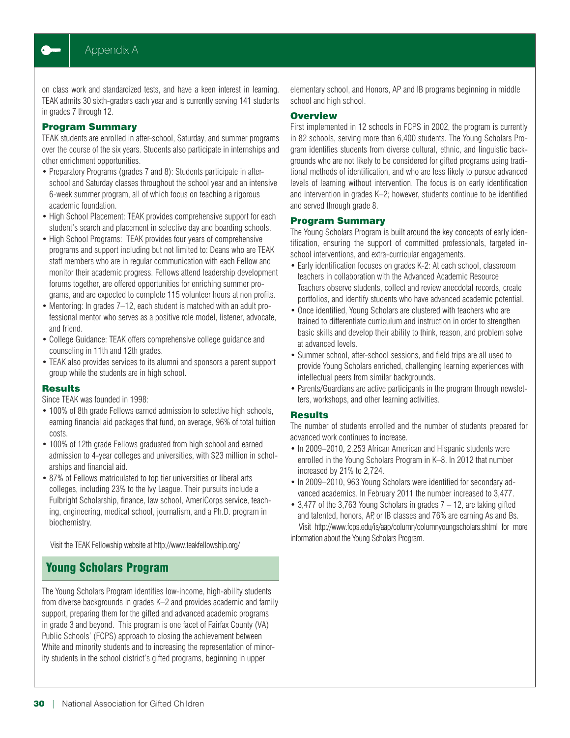on class work and standardized tests, and have a keen interest in learning. TEAK admits 30 sixth-graders each year and is currently serving 141 students in grades 7 through 12.

### Program Summary

TEAK students are enrolled in after-school, Saturday, and summer programs over the course of the six years. Students also participate in internships and other enrichment opportunities.

- Preparatory Programs (grades 7 and 8): Students participate in after-school and Saturday classes throughout the school year and an intensive 6-week summer program, all of which focus on teaching a rigorous academic foundation.
- High School Placement: TEAK provides comprehensive support for each student's search and placement in selective day and boarding schools.
- High School Programs: TEAK provides four years of comprehensive programs and support including but not limited to: Deans who are TEAK staff members who are in regular communication with each Fellow and monitor their academic progress. Fellows attend leadership development forums together, are offered opportunities for enriching summer programs, and are expected to complete 115 volunteer hours at non profits.
- Mentoring: In grades 7–12, each student is matched with an adult professional mentor who serves as a positive role model, listener, advocate, and friend.
- College Guidance: TEAK offers comprehensive college guidance and counseling in 11th and 12th grades.
- TEAK also provides services to its alumni and sponsors a parent support group while the students are in high school.

### Results

Since TEAK was founded in 1998:

- 100% of 8th grade Fellows earned admission to selective high schools, earning financial aid packages that fund, on average, 96% of total tuition costs.
- 100% of 12th grade Fellows graduated from high school and earned admission to 4-year colleges and universities, with $23 million in scholarships and financial aid.
- 87% of Fellows matriculated to top tier universities or liberal arts colleges, including 23% to the Ivy League. Their pursuits include a Fulbright Scholarship, finance, law school, AmeriCorps service, teaching, engineering, medical school, journalism, and a Ph.D. program in biochemistry.

Visit the TEAK Fellowship website at http://www.teakfellowship.org/

## Young Scholars Program

The Young Scholars Program identifies low-income, high-ability students from diverse backgrounds in grades K–2 and provides academic and family support, preparing them for the gifted and advanced academic programs in grade 3 and beyond. This program is one facet of Fairfax County (VA) Public Schools' (FCPS) approach to closing the achievement between White and minority students and to increasing the representation of minority students in the school district's gifted programs, beginning in upper elementary school, and Honors, AP and IB programs beginning in middle school and high school.

### Overview

First implemented in 12 schools in FCPS in 2002, the program is currently in 82 schools, serving more than 6,400 students. The Young Scholars Program identifies students from diverse cultural, ethnic, and linguistic backgrounds who are not likely to be considered for gifted programs using traditional methods of identification, and who are less likely to pursue advanced levels of learning without intervention. The focus is on early identification and intervention in grades K–2; however, students continue to be identified and served through grade 8.

### Program Summary

The Young Scholars Program is built around the key concepts of early identification, ensuring the support of committed professionals, targeted in-school interventions, and extra-curricular engagements.

- Early identification focuses on grades K-2: At each school, classroom teachers in collaboration with the Advanced Academic Resource Teachers observe students, collect and review anecdotal records, create portfolios, and identify students who have advanced academic potential.
- Once identified, Young Scholars are clustered with teachers who are trained to differentiate curriculum and instruction in order to strengthen basic skills and develop their ability to think, reason, and problem solve at advanced levels.
- Summer school, after-school sessions, and field trips are all used to provide Young Scholars enriched, challenging learning experiences with intellectual peers from similar backgrounds.
- Parents/Guardians are active participants in the program through newsletters, workshops, and other learning activities.

### Results

The number of students enrolled and the number of students prepared for advanced work continues to increase.

- In 2009–2010, 2,253 African American and Hispanic students were enrolled in the Young Scholars Program in K–8. In 2012 that number increased by 21% to 2,724.
- In 2009–2010, 963 Young Scholars were identified for secondary advanced academics. In February 2011 the number increased to 3,477.
- 3,477 of the 3,763 Young Scholars in grades 7 – 12, are taking gifted and talented, honors, AP, or IB classes and 76% are earning As and Bs.

Visit http://www.fcps.edu/is/aap/column/columnyoungscholars.shtml for more information about the Young Scholars Program.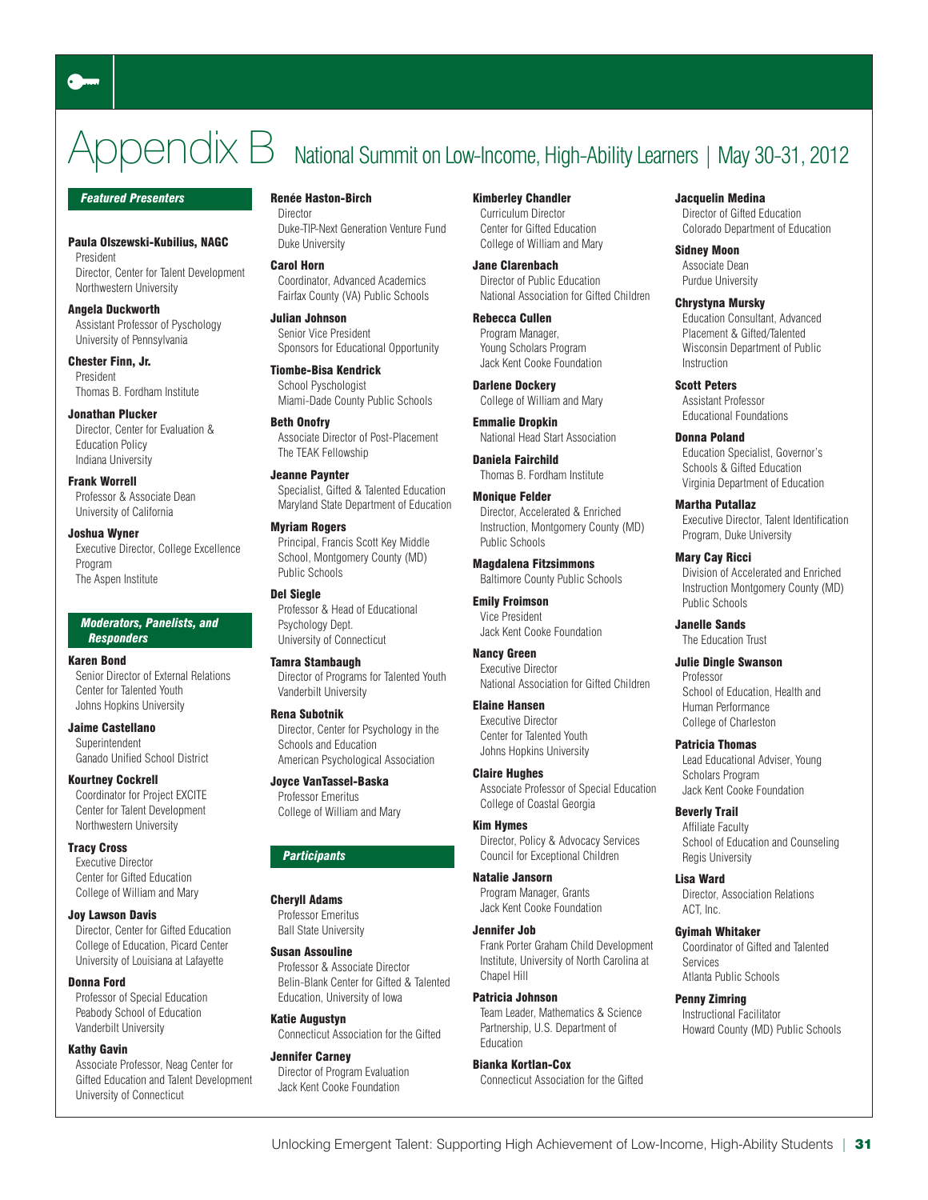# Appendix B National Summit on Low-Income, High-Ability Learners | May 30-31, 2012

### *Featured Presenters*

**Paula Olszewski-Kubilius, NAGC**
President
Director, Center for Talent Development
Northwestern University

**Angela Duckworth**
Assistant Professor of Pyschology
University of Pennsylvania

**Chester Finn, Jr.**
President
Thomas B. Fordham Institute

**Jonathan Plucker**
Director, Center for Evaluation & Education Policy
Indiana University

**Frank Worrell**
Professor & Associate Dean
University of California

**Joshua Wyner**
Executive Director, College Excellence Program
The Aspen Institute

### *Moderators, Panelists, and Responders*

**Karen Bond**
Senior Director of External Relations
Center for Talented Youth
Johns Hopkins University

**Jaime Castellano**
Superintendent
Ganado Unified School District

**Kourtney Cockrell**
Coordinator for Project EXCITE
Center for Talent Development
Northwestern University

**Tracy Cross**
Executive Director
Center for Gifted Education
College of William and Mary

**Joy Lawson Davis**
Director, Center for Gifted Education
College of Education, Picard Center
University of Louisiana at Lafayette

**Donna Ford**
Professor of Special Education
Peabody School of Education
Vanderbilt University

**Kathy Gavin**
Associate Professor, Neag Center for Gifted Education and Talent Development
University of Connecticut

**Renée Haston-Birch**
Director
Duke-TIP-Next Generation Venture Fund
Duke University

**Carol Horn**
Coordinator, Advanced Academics
Fairfax County (VA) Public Schools

**Julian Johnson**
Senior Vice President
Sponsors for Educational Opportunity

**Tiombe-Bisa Kendrick**
School Psychologist
Miami-Dade County Public Schools

**Beth Onofry**
Associate Director of Post-Placement
The TEAK Fellowship

**Jeanne Paynter**
Specialist, Gifted & Talented Education
Maryland State Department of Education

**Myriam Rogers**
Principal, Francis Scott Key Middle School, Montgomery County (MD) Public Schools

**Del Siegle**
Professor & Head of Educational Psychology Dept.
University of Connecticut

**Tamra Stambaugh**
Director of Programs for Talented Youth
Vanderbilt University

**Rena Subotnik**
Director, Center for Psychology in the Schools and Education
American Psychological Association

**Joyce VanTassel-Baska**
Professor Emeritus
College of William and Mary

### *Participants*

**Cheryll Adams**
Professor Emeritus
Ball State University

**Susan Assouline**
Professor & Associate Director
Belin-Blank Center for Gifted & Talented Education, University of Iowa

**Katie Augustyn**
Connecticut Association for the Gifted

**Jennifer Carney**
Director of Program Evaluation
Jack Kent Cooke Foundation

**Kimberley Chandler**
Curriculum Director
Center for Gifted Education
College of William and Mary

**Jane Clarenbach**
Director of Public Education
National Association for Gifted Children

**Rebecca Cullen**
Program Manager,
Young Scholars Program
Jack Kent Cooke Foundation

**Darlene Dockery**
College of William and Mary

**Emmalie Dropkin**
National Head Start Association

**Daniela Fairchild**
Thomas B. Fordham Institute

**Monique Felder**
Director, Accelerated & Enriched Instruction, Montgomery County (MD) Public Schools

**Magdalena Fitzsimmons**
Baltimore County Public Schools

**Emily Froimson**
Vice President
Jack Kent Cooke Foundation

**Nancy Green**
Executive Director
National Association for Gifted Children

**Elaine Hansen**
Executive Director
Center for Talented Youth
Johns Hopkins University

**Claire Hughes**
Associate Professor of Special Education
College of Coastal Georgia

**Kim Hymes**
Director, Policy & Advocacy Services
Council for Exceptional Children

**Natalie Jansorn**
Program Manager, Grants
Jack Kent Cooke Foundation

**Jennifer Job**
Frank Porter Graham Child Development Institute, University of North Carolina at Chapel Hill

**Patricia Johnson**
Team Leader, Mathematics & Science Partnership, U.S. Department of Education

**Bianka Kortlan-Cox**
Connecticut Association for the Gifted

**Jacquelin Medina**
Director of Gifted Education
Colorado Department of Education

**Sidney Moon**
Associate Dean
Purdue University

**Chrystyna Mursky**
Education Consultant, Advanced Placement & Gifted/Talented
Wisconsin Department of Public Instruction

**Scott Peters**
Assistant Professor
Educational Foundations

**Donna Poland**
Education Specialist, Governor's Schools & Gifted Education
Virginia Department of Education

**Martha Putallaz**
Executive Director, Talent Identification Program, Duke University

**Mary Cay Ricci**
Division of Accelerated and Enriched Instruction Montgomery County (MD) Public Schools

**Janelle Sands**
The Education Trust

**Julie Dingle Swanson**
Professor
School of Education, Health and Human Performance
College of Charleston

**Patricia Thomas**
Lead Educational Adviser, Young Scholars Program
Jack Kent Cooke Foundation

**Beverly Trail**
Affiliate Faculty
School of Education and Counseling
Regis University

**Lisa Ward**
Director, Association Relations
ACT, Inc.

**Gyimah Whitaker**
Coordinator of Gifted and Talented Services
Atlanta Public Schools

**Penny Zimring**
Instructional Facilitator
Howard County (MD) Public Schools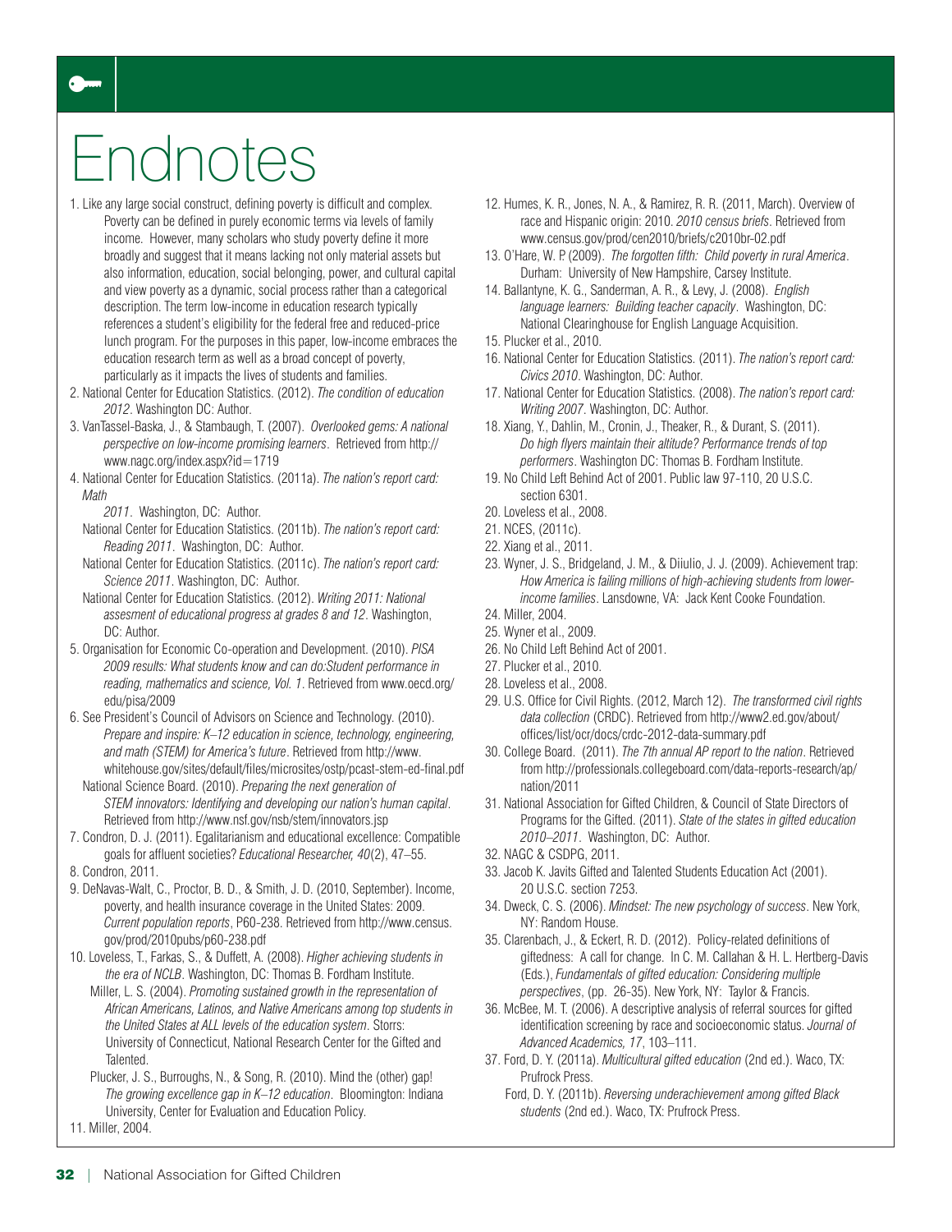# Endnotes

1. Like any large social construct, defining poverty is difficult and complex. Poverty can be defined in purely economic terms via levels of family income. However, many scholars who study poverty define it more broadly and suggest that it means lacking not only material assets but also information, education, social belonging, power, and cultural capital and view poverty as a dynamic, social process rather than a categorical description. The term low-income in education research typically references a student's eligibility for the federal free and reduced-price lunch program. For the purposes in this paper, low-income embraces the education research term as well as a broad concept of poverty, particularly as it impacts the lives of students and families.
2. National Center for Education Statistics. (2012). *The condition of education 2012*. Washington DC: Author.
3. VanTassel-Baska, J., & Stambaugh, T. (2007). *Overlooked gems: A national perspective on low-income promising learners*. Retrieved from http://www.nagc.org/index.aspx?id=1719
4. National Center for Education Statistics. (2011a). *The nation's report card: Math 2011*. Washington, DC: Author.
   National Center for Education Statistics. (2011b). *The nation's report card: Reading 2011*. Washington, DC: Author.
   National Center for Education Statistics. (2011c). *The nation's report card: Science 2011*. Washington, DC: Author.
   National Center for Education Statistics. (2012). *Writing 2011: National assesment of educational progress at grades 8 and 12*. Washington, DC: Author.
5. Organisation for Economic Co-operation and Development. (2010). *PISA 2009 results: What students know and can do:Student performance in reading, mathematics and science, Vol. 1*. Retrieved from www.oecd.org/edu/pisa/2009
6. See President's Council of Advisors on Science and Technology. (2010). *Prepare and inspire: K–12 education in science, technology, engineering, and math (STEM) for America's future*. Retrieved from http://www.whitehouse.gov/sites/default/files/microsites/ostp/pcast-stem-ed-final.pdf
   National Science Board. (2010). *Preparing the next generation of STEM innovators: Identifying and developing our nation's human capital*. Retrieved from http://www.nsf.gov/nsb/stem/innovators.jsp
7. Condron, D. J. (2011). Egalitarianism and educational excellence: Compatible goals for affluent societies? *Educational Researcher, 40*(2), 47–55.
8. Condron, 2011.
9. DeNavas-Walt, C., Proctor, B. D., & Smith, J. D. (2010, September). Income, poverty, and health insurance coverage in the United States: 2009. *Current population reports*, P60-238. Retrieved from http://www.census.gov/prod/2010pubs/p60-238.pdf
10. Loveless, T., Farkas, S., & Duffett, A. (2008). *Higher achieving students in the era of NCLB*. Washington, DC: Thomas B. Fordham Institute.
    Miller, L. S. (2004). *Promoting sustained growth in the representation of African Americans, Latinos, and Native Americans among top students in the United States at ALL levels of the education system*. Storrs: University of Connecticut, National Research Center for the Gifted and Talented.
    Plucker, J. S., Burroughs, N., & Song, R. (2010). Mind the (other) gap! *The growing excellence gap in K–12 education*. Bloomington: Indiana University, Center for Evaluation and Education Policy.
11. Miller, 2004.
12. Humes, K. R., Jones, N. A., & Ramirez, R. R. (2011, March). Overview of race and Hispanic origin: 2010. *2010 census briefs*. Retrieved from www.census.gov/prod/cen2010/briefs/c2010br-02.pdf
13. O'Hare, W. P. (2009). *The forgotten fifth: Child poverty in rural America*. Durham: University of New Hampshire, Carsey Institute.
14. Ballantyne, K. G., Sanderman, A. R., & Levy, J. (2008). *English language learners: Building teacher capacity*. Washington, DC: National Clearinghouse for English Language Acquisition.
15. Plucker et al., 2010.
16. National Center for Education Statistics. (2011). *The nation's report card: Civics 2010*. Washington, DC: Author.
17. National Center for Education Statistics. (2008). *The nation's report card: Writing 2007*. Washington, DC: Author.
18. Xiang, Y., Dahlin, M., Cronin, J., Theaker, R., & Durant, S. (2011). *Do high flyers maintain their altitude? Performance trends of top performers*. Washington DC: Thomas B. Fordham Institute.
19. No Child Left Behind Act of 2001. Public law 97-110, 20 U.S.C. section 6301.
20. Loveless et al., 2008.
21. NCES, (2011c).
22. Xiang et al., 2011.
23. Wyner, J. S., Bridgeland, J. M., & Diiulio, J. J. (2009). Achievement trap: *How America is failing millions of high-achieving students from lower-income families*. Lansdowne, VA: Jack Kent Cooke Foundation.
24. Miller, 2004.
25. Wyner et al., 2009.
26. No Child Left Behind Act of 2001.
27. Plucker et al., 2010.
28. Loveless et al., 2008.
29. U.S. Office for Civil Rights. (2012, March 12). *The transformed civil rights data collection* (CRDC). Retrieved from http://www2.ed.gov/about/offices/list/ocr/docs/crdc-2012-data-summary.pdf
30. College Board. (2011). *The 7th annual AP report to the nation*. Retrieved from http://professionals.collegeboard.com/data-reports-research/ap/nation/2011
31. National Association for Gifted Children, & Council of State Directors of Programs for the Gifted. (2011). *State of the states in gifted education 2010–2011*. Washington, DC: Author.
32. NAGC & CSDPG, 2011.
33. Jacob K. Javits Gifted and Talented Students Education Act (2001). 20 U.S.C. section 7253.
34. Dweck, C. S. (2006). *Mindset: The new psychology of success*. New York, NY: Random House.
35. Clarenbach, J., & Eckert, R. D. (2012). Policy-related definitions of giftedness: A call for change. In C. M. Callahan & H. L. Hertberg-Davis (Eds.), *Fundamentals of gifted education: Considering multiple perspectives*, (pp. 26-35). New York, NY: Taylor & Francis.
36. McBee, M. T. (2006). A descriptive analysis of referral sources for gifted identification screening by race and socioeconomic status. *Journal of Advanced Academics, 17*, 103–111.
37. Ford, D. Y. (2011a). *Multicultural gifted education* (2nd ed.). Waco, TX: Prufrock Press.
    Ford, D. Y. (2011b). *Reversing underachievement among gifted Black students* (2nd ed.). Waco, TX: Prufrock Press.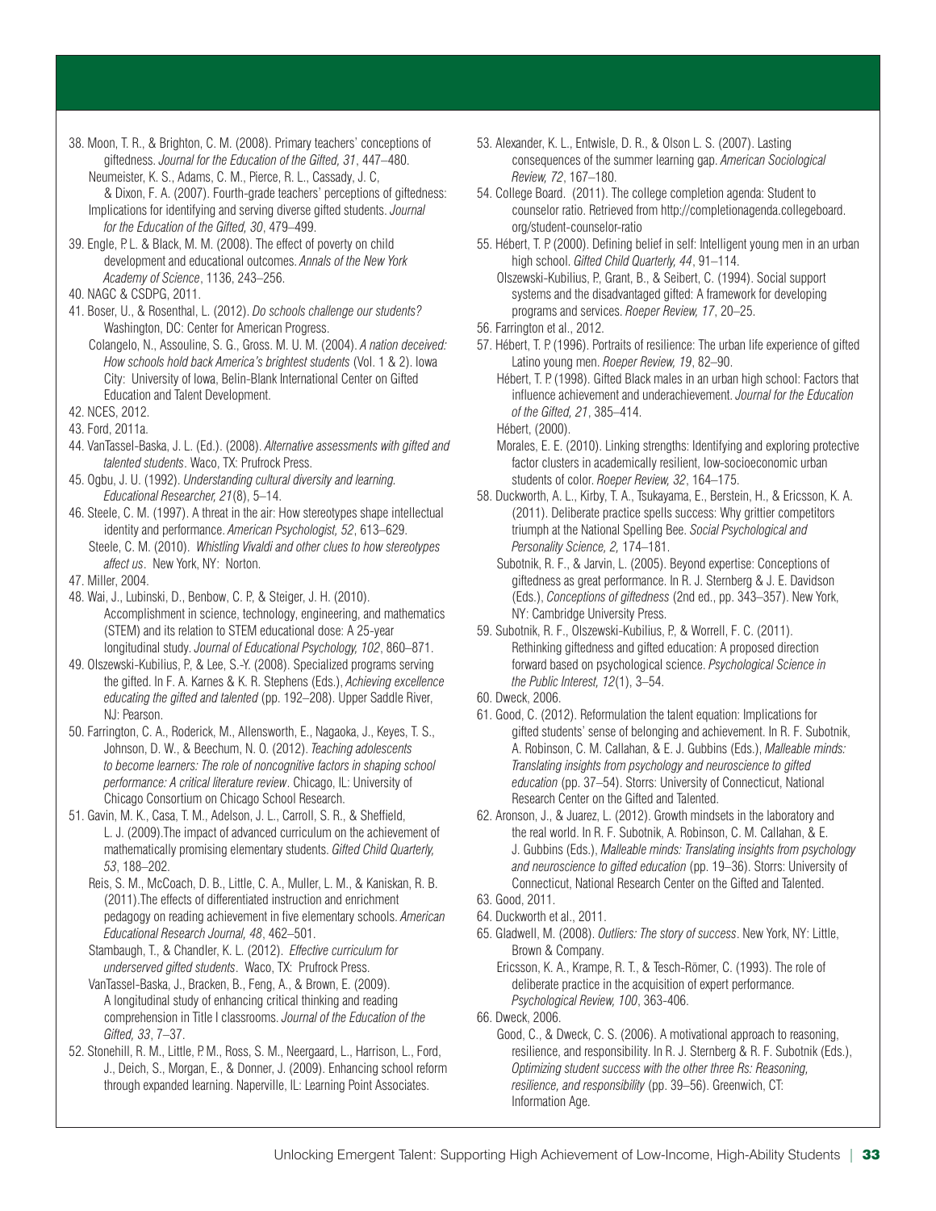38. Moon, T. R., & Brighton, C. M. (2008). Primary teachers' conceptions of giftedness. *Journal for the Education of the Gifted, 31*, 447–480.
    Neumeister, K. S., Adams, C. M., Pierce, R. L., Cassady, J. C, & Dixon, F. A. (2007). Fourth-grade teachers' perceptions of giftedness: Implications for identifying and serving diverse gifted students. *Journal for the Education of the Gifted, 30*, 479–499.
39. Engle, P. L. & Black, M. M. (2008). The effect of poverty on child development and educational outcomes. *Annals of the New York Academy of Science*, 1136, 243–256.
40. NAGC & CSDPG, 2011.
41. Boser, U., & Rosenthal, L. (2012). *Do schools challenge our students?* Washington, DC: Center for American Progress.
    Colangelo, N., Assouline, S. G., Gross. M. U. M. (2004). *A nation deceived: How schools hold back America's brightest students* (Vol. 1 & 2). Iowa City: University of Iowa, Belin-Blank International Center on Gifted Education and Talent Development.
42. NCES, 2012.
43. Ford, 2011a.
44. VanTassel-Baska, J. L. (Ed.). (2008). *Alternative assessments with gifted and talented students*. Waco, TX: Prufrock Press.
45. Ogbu, J. U. (1992). *Understanding cultural diversity and learning. Educational Researcher, 21*(8), 5–14.
46. Steele, C. M. (1997). A threat in the air: How stereotypes shape intellectual identity and performance. *American Psychologist, 52*, 613–629.
    Steele, C. M. (2010). *Whistling Vivaldi and other clues to how stereotypes affect us*. New York, NY: Norton.
47. Miller, 2004.
48. Wai, J., Lubinski, D., Benbow, C. P., & Steiger, J. H. (2010). Accomplishment in science, technology, engineering, and mathematics (STEM) and its relation to STEM educational dose: A 25-year longitudinal study. *Journal of Educational Psychology, 102*, 860–871.
49. Olszewski-Kubilius, P., & Lee, S.-Y. (2008). Specialized programs serving the gifted. In F. A. Karnes & K. R. Stephens (Eds.), *Achieving excellence educating the gifted and talented* (pp. 192–208). Upper Saddle River, NJ: Pearson.
50. Farrington, C. A., Roderick, M., Allensworth, E., Nagaoka, J., Keyes, T. S., Johnson, D. W., & Beechum, N. O. (2012). *Teaching adolescents to become learners: The role of noncognitive factors in shaping school performance: A critical literature review*. Chicago, IL: University of Chicago Consortium on Chicago School Research.
51. Gavin, M. K., Casa, T. M., Adelson, J. L., Carroll, S. R., & Sheffield, L. J. (2009).The impact of advanced curriculum on the achievement of mathematically promising elementary students. *Gifted Child Quarterly, 53*, 188–202.
    Reis, S. M., McCoach, D. B., Little, C. A., Muller, L. M., & Kaniskan, R. B. (2011).The effects of differentiated instruction and enrichment pedagogy on reading achievement in five elementary schools. *American Educational Research Journal, 48*, 462–501.
    Stambaugh, T., & Chandler, K. L. (2012). *Effective curriculum for underserved gifted students*. Waco, TX: Prufrock Press.
    VanTassel-Baska, J., Bracken, B., Feng, A., & Brown, E. (2009). A longitudinal study of enhancing critical thinking and reading comprehension in Title I classrooms. *Journal of the Education of the Gifted, 33*, 7–37.
52. Stonehill, R. M., Little, P. M., Ross, S. M., Neergaard, L., Harrison, L., Ford, J., Deich, S., Morgan, E., & Donner, J. (2009). Enhancing school reform through expanded learning. Naperville, IL: Learning Point Associates.
53. Alexander, K. L., Entwisle, D. R., & Olson L. S. (2007). Lasting consequences of the summer learning gap. *American Sociological Review, 72*, 167–180.
54. College Board. (2011). The college completion agenda: Student to counselor ratio. Retrieved from http://completionagenda.collegeboard.org/student-counselor-ratio
55. Hébert, T. P. (2000). Defining belief in self: Intelligent young men in an urban high school. *Gifted Child Quarterly, 44*, 91–114.
    Olszewski-Kubilius, P., Grant, B., & Seibert, C. (1994). Social support systems and the disadvantaged gifted: A framework for developing programs and services. *Roeper Review, 17*, 20–25.
56. Farrington et al., 2012.
57. Hébert, T. P. (1996). Portraits of resilience: The urban life experience of gifted Latino young men. *Roeper Review, 19*, 82–90.
    Hébert, T. P. (1998). Gifted Black males in an urban high school: Factors that influence achievement and underachievement. *Journal for the Education of the Gifted, 21*, 385–414.
    Hébert, (2000).
    Morales, E. E. (2010). Linking strengths: Identifying and exploring protective factor clusters in academically resilient, low-socioeconomic urban students of color. *Roeper Review, 32*, 164–175.
58. Duckworth, A. L., Kirby, T. A., Tsukayama, E., Berstein, H., & Ericsson, K. A. (2011). Deliberate practice spells success: Why grittier competitors triumph at the National Spelling Bee. *Social Psychological and Personality Science, 2,* 174–181.
    Subotnik, R. F., & Jarvin, L. (2005). Beyond expertise: Conceptions of giftedness as great performance. In R. J. Sternberg & J. E. Davidson (Eds.), *Conceptions of giftedness* (2nd ed., pp. 343–357). New York, NY: Cambridge University Press.
59. Subotnik, R. F., Olszewski-Kubilius, P., & Worrell, F. C. (2011). Rethinking giftedness and gifted education: A proposed direction forward based on psychological science. *Psychological Science in the Public Interest, 12*(1), 3–54.
60. Dweck, 2006.
61. Good, C. (2012). Reformulation the talent equation: Implications for gifted students' sense of belonging and achievement. In R. F. Subotnik, A. Robinson, C. M. Callahan, & E. J. Gubbins (Eds.), *Malleable minds: Translating insights from psychology and neuroscience to gifted education* (pp. 37–54). Storrs: University of Connecticut, National Research Center on the Gifted and Talented.
62. Aronson, J., & Juarez, L. (2012). Growth mindsets in the laboratory and the real world. In R. F. Subotnik, A. Robinson, C. M. Callahan, & E. J. Gubbins (Eds.), *Malleable minds: Translating insights from psychology and neuroscience to gifted education* (pp. 19–36). Storrs: University of Connecticut, National Research Center on the Gifted and Talented.
63. Good, 2011.
64. Duckworth et al., 2011.
65. Gladwell, M. (2008). *Outliers: The story of success*. New York, NY: Little, Brown & Company.
    Ericsson, K. A., Krampe, R. T., & Tesch-Römer, C. (1993). The role of deliberate practice in the acquisition of expert performance. *Psychological Review, 100*, 363-406.
66. Dweck, 2006.
    Good, C., & Dweck, C. S. (2006). A motivational approach to reasoning, resilience, and responsibility. In R. J. Sternberg & R. F. Subotnik (Eds.), *Optimizing student success with the other three Rs: Reasoning, resilience, and responsibility* (pp. 39–56). Greenwich, CT: Information Age.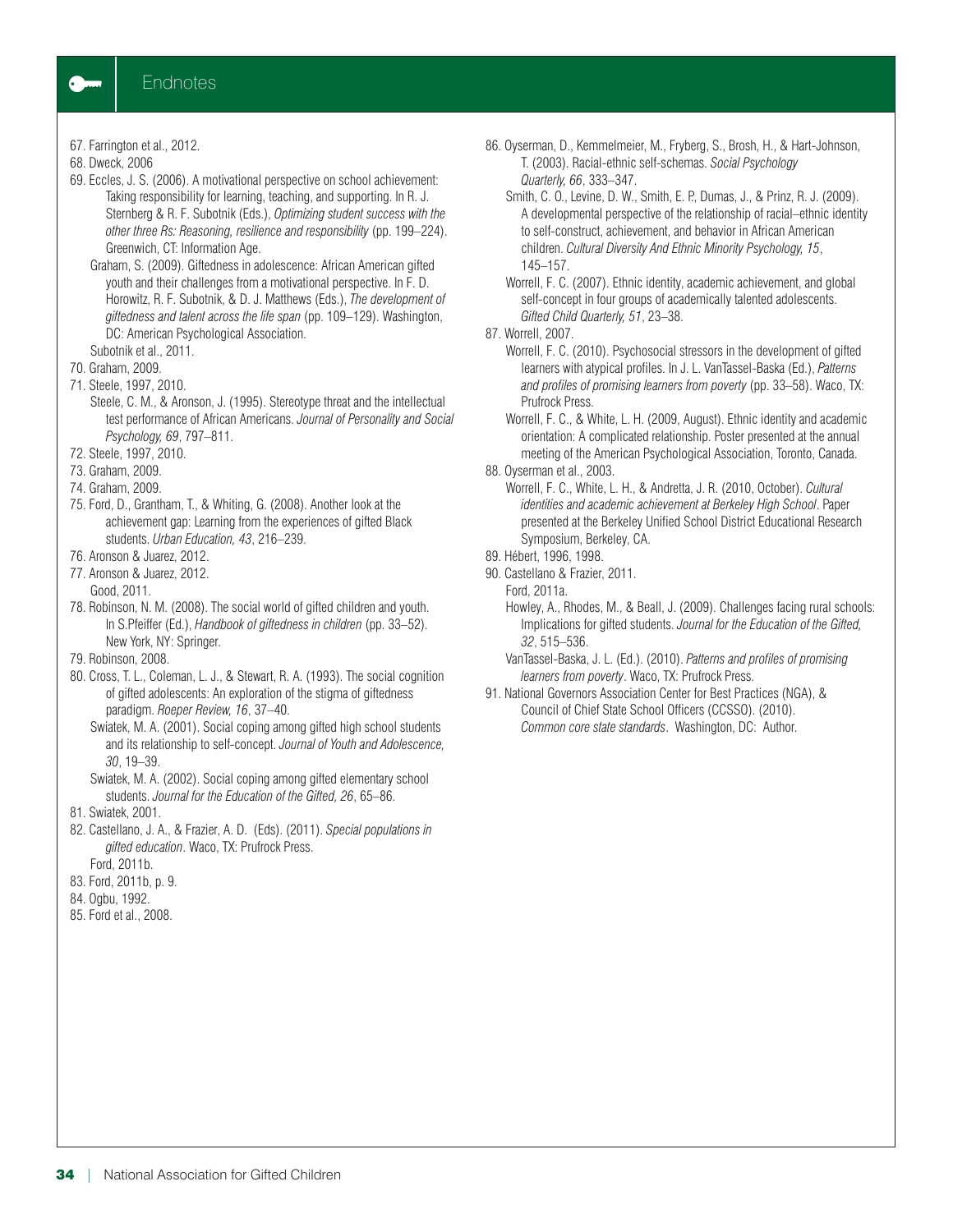## Endnotes

67. Farrington et al., 2012.
68. Dweck, 2006
69. Eccles, J. S. (2006). A motivational perspective on school achievement: Taking responsibility for learning, teaching, and supporting. In R. J. Sternberg & R. F. Subotnik (Eds.), *Optimizing student success with the other three Rs: Reasoning, resilience and responsibility* (pp. 199–224). Greenwich, CT: Information Age.
    Graham, S. (2009). Giftedness in adolescence: African American gifted youth and their challenges from a motivational perspective. In F. D. Horowitz, R. F. Subotnik, & D. J. Matthews (Eds.), *The development of giftedness and talent across the life span* (pp. 109–129). Washington, DC: American Psychological Association.
    Subotnik et al., 2011.
70. Graham, 2009.
71. Steele, 1997, 2010.
    Steele, C. M., & Aronson, J. (1995). Stereotype threat and the intellectual test performance of African Americans. *Journal of Personality and Social Psychology, 69*, 797–811.
72. Steele, 1997, 2010.
73. Graham, 2009.
74. Graham, 2009.
75. Ford, D., Grantham, T., & Whiting, G. (2008). Another look at the achievement gap: Learning from the experiences of gifted Black students. *Urban Education, 43*, 216–239.
76. Aronson & Juarez, 2012.
77. Aronson & Juarez, 2012.
    Good, 2011.
78. Robinson, N. M. (2008). The social world of gifted children and youth. In S.Pfeiffer (Ed.), *Handbook of giftedness in children* (pp. 33–52). New York, NY: Springer.
79. Robinson, 2008.
80. Cross, T. L., Coleman, L. J., & Stewart, R. A. (1993). The social cognition of gifted adolescents: An exploration of the stigma of giftedness paradigm. *Roeper Review, 16*, 37–40.
    Swiatek, M. A. (2001). Social coping among gifted high school students and its relationship to self-concept. *Journal of Youth and Adolescence, 30*, 19–39.
    Swiatek, M. A. (2002). Social coping among gifted elementary school students. *Journal for the Education of the Gifted, 26*, 65–86.
81. Swiatek, 2001.
82. Castellano, J. A., & Frazier, A. D. (Eds). (2011). *Special populations in gifted education*. Waco, TX: Prufrock Press.
    Ford, 2011b.
83. Ford, 2011b, p. 9.
84. Ogbu, 1992.
85. Ford et al., 2008.
86. Oyserman, D., Kemmelmeier, M., Fryberg, S., Brosh, H., & Hart-Johnson, T. (2003). Racial-ethnic self-schemas. *Social Psychology Quarterly, 66*, 333–347.
    Smith, C. O., Levine, D. W., Smith, E. P., Dumas, J., & Prinz, R. J. (2009). A developmental perspective of the relationship of racial–ethnic identity to self-construct, achievement, and behavior in African American children. *Cultural Diversity And Ethnic Minority Psychology, 15*, 145–157.
    Worrell, F. C. (2007). Ethnic identity, academic achievement, and global self-concept in four groups of academically talented adolescents. *Gifted Child Quarterly, 51*, 23–38.
87. Worrell, 2007.
    Worrell, F. C. (2010). Psychosocial stressors in the development of gifted learners with atypical profiles. In J. L. VanTassel-Baska (Ed.), *Patterns and profiles of promising learners from poverty* (pp. 33–58). Waco, TX: Prufrock Press.
    Worrell, F. C., & White, L. H. (2009, August). Ethnic identity and academic orientation: A complicated relationship. Poster presented at the annual meeting of the American Psychological Association, Toronto, Canada.
88. Oyserman et al., 2003.
    Worrell, F. C., White, L. H., & Andretta, J. R. (2010, October). *Cultural identities and academic achievement at Berkeley High School*. Paper presented at the Berkeley Unified School District Educational Research Symposium, Berkeley, CA.
89. Hébert, 1996, 1998.
90. Castellano & Frazier, 2011.
    Ford, 2011a.
    Howley, A., Rhodes, M., & Beall, J. (2009). Challenges facing rural schools: Implications for gifted students. *Journal for the Education of the Gifted, 32*, 515–536.
    VanTassel-Baska, J. L. (Ed.). (2010). *Patterns and profiles of promising learners from poverty*. Waco, TX: Prufrock Press.
91. National Governors Association Center for Best Practices (NGA), & Council of Chief State School Officers (CCSSO). (2010). *Common core state standards*. Washington, DC: Author.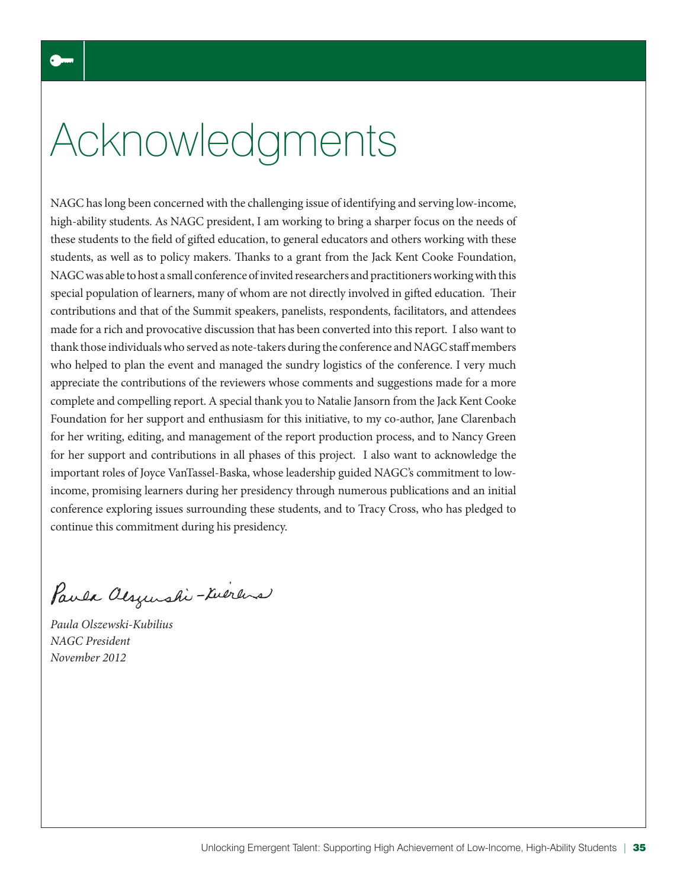# Acknowledgments

NAGC has long been concerned with the challenging issue of identifying and serving low-income, high-ability students. As NAGC president, I am working to bring a sharper focus on the needs of these students to the field of gifted education, to general educators and others working with these students, as well as to policy makers. Thanks to a grant from the Jack Kent Cooke Foundation, NAGC was able to host a small conference of invited researchers and practitioners working with this special population of learners, many of whom are not directly involved in gifted education. Their contributions and that of the Summit speakers, panelists, respondents, facilitators, and attendees made for a rich and provocative discussion that has been converted into this report. I also want to thank those individuals who served as note-takers during the conference and NAGC staff members who helped to plan the event and managed the sundry logistics of the conference. I very much appreciate the contributions of the reviewers whose comments and suggestions made for a more complete and compelling report. A special thank you to Natalie Jansorn from the Jack Kent Cooke Foundation for her support and enthusiasm for this initiative, to my co-author, Jane Clarenbach for her writing, editing, and management of the report production process, and to Nancy Green for her support and contributions in all phases of this project. I also want to acknowledge the important roles of Joyce VanTassel-Baska, whose leadership guided NAGC's commitment to low-income, promising learners during her presidency through numerous publications and an initial conference exploring issues surrounding these students, and to Tracy Cross, who has pledged to continue this commitment during his presidency.

*Paula Olszewski-Kubilius*
*NAGC President*
*November 2012*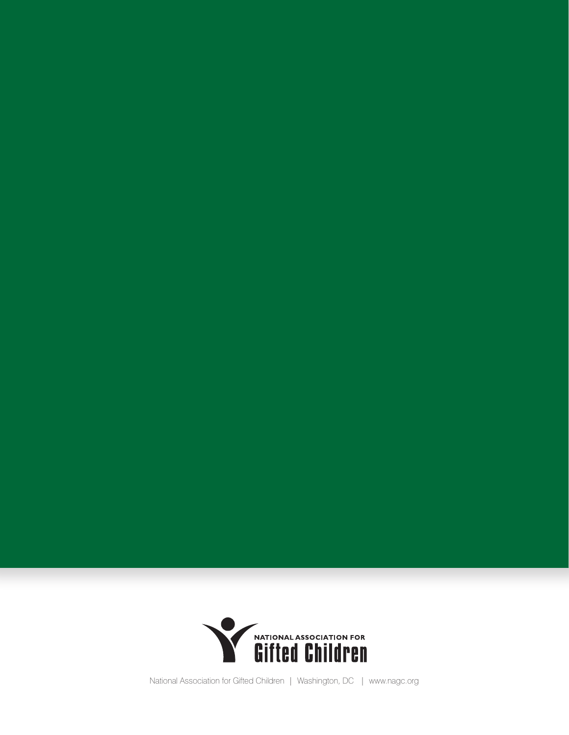NATIONAL ASSOCIATION FOR
Gifted Children

National Association for Gifted Children | Washington, DC | www.nagc.org